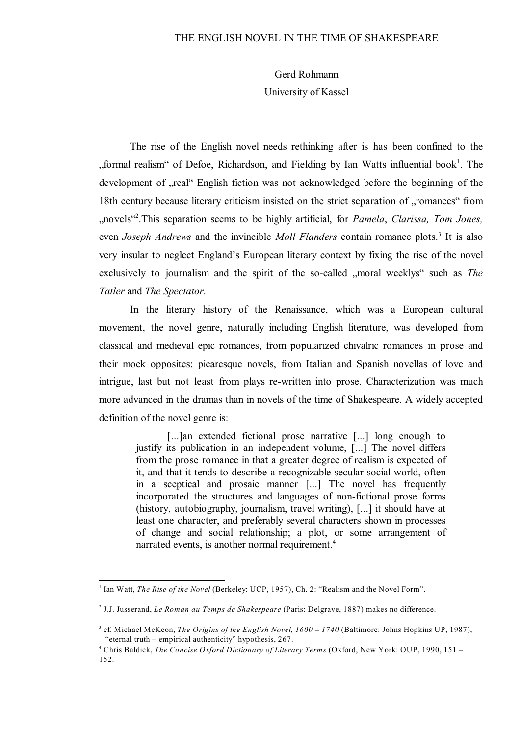# THE ENGLISH NOVEL IN THE TIME OF SHAKESPEARE

Gerd Rohmann
University of Kassel

The rise of the English novel needs rethinking after is has been confined to the „formal realism" of Defoe, Richardson, and Fielding by Ian Watts influential book[1]. The development of „real" English fiction was not acknowledged before the beginning of the 18th century because literary criticism insisted on the strict separation of „romances" from „novels"[2].This separation seems to be highly artificial, for *Pamela*, *Clarissa, Tom Jones,* even *Joseph Andrews* and the invincible *Moll Flanders* contain romance plots.[3] It is also very insular to neglect England's European literary context by fixing the rise of the novel exclusively to journalism and the spirit of the so-called „moral weeklys" such as *The Tatler* and *The Spectator*.

In the literary history of the Renaissance, which was a European cultural movement, the novel genre, naturally including English literature, was developed from classical and medieval epic romances, from popularized chivalric romances in prose and their mock opposites: picaresque novels, from Italian and Spanish novellas of love and intrigue, last but not least from plays re-written into prose. Characterization was much more advanced in the dramas than in novels of the time of Shakespeare. A widely accepted definition of the novel genre is:

> [...]an extended fictional prose narrative [...] long enough to justify its publication in an independent volume, [...] The novel differs from the prose romance in that a greater degree of realism is expected of it, and that it tends to describe a recognizable secular social world, often in a sceptical and prosaic manner [...] The novel has frequently incorporated the structures and languages of non-fictional prose forms (history, autobiography, journalism, travel writing), [...] it should have at least one character, and preferably several characters shown in processes of change and social relationship; a plot, or some arrangement of narrated events, is another normal requirement.[4]

---

[1] Ian Watt, *The Rise of the Novel* (Berkeley: UCP, 1957), Ch. 2: "Realism and the Novel Form".

[2] J.J. Jusserand, *Le Roman au Temps de Shakespeare* (Paris: Delgrave, 1887) makes no difference.

[3] cf. Michael McKeon, *The Origins of the English Novel, 1600 – 1740* (Baltimore: Johns Hopkins UP, 1987), "eternal truth – empirical authenticity" hypothesis, 267.

[4] Chris Baldick, *The Concise Oxford Dictionary of Literary Terms* (Oxford, New York: OUP, 1990, 151 – 152.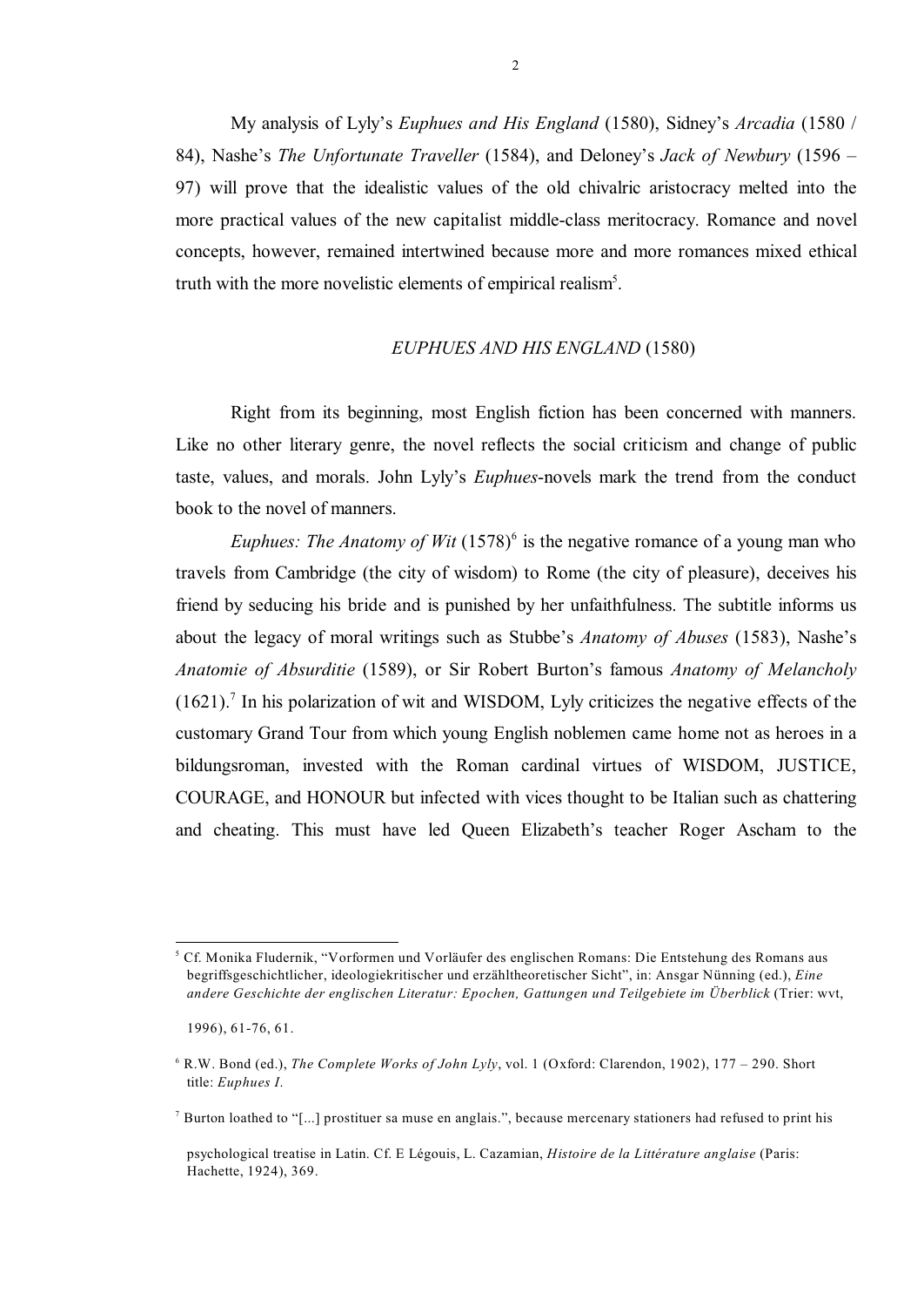My analysis of Lyly's *Euphues and His England* (1580), Sidney's *Arcadia* (1580 / 84), Nashe's *The Unfortunate Traveller* (1584), and Deloney's *Jack of Newbury* (1596 – 97) will prove that the idealistic values of the old chivalric aristocracy melted into the more practical values of the new capitalist middle-class meritocracy. Romance and novel concepts, however, remained intertwined because more and more romances mixed ethical truth with the more novelistic elements of empirical realism[5].

## *EUPHUES AND HIS ENGLAND* (1580)

Right from its beginning, most English fiction has been concerned with manners. Like no other literary genre, the novel reflects the social criticism and change of public taste, values, and morals. John Lyly's *Euphues*-novels mark the trend from the conduct book to the novel of manners.

*Euphues: The Anatomy of Wit* (1578)[6] is the negative romance of a young man who travels from Cambridge (the city of wisdom) to Rome (the city of pleasure), deceives his friend by seducing his bride and is punished by her unfaithfulness. The subtitle informs us about the legacy of moral writings such as Stubbe's *Anatomy of Abuses* (1583), Nashe's *Anatomie of Absurditie* (1589), or Sir Robert Burton's famous *Anatomy of Melancholy* (1621).[7] In his polarization of wit and WISDOM, Lyly criticizes the negative effects of the customary Grand Tour from which young English noblemen came home not as heroes in a bildungsroman, invested with the Roman cardinal virtues of WISDOM, JUSTICE, COURAGE, and HONOUR but infected with vices thought to be Italian such as chattering and cheating. This must have led Queen Elizabeth's teacher Roger Ascham to the

---

[5] Cf. Monika Fludernik, "Vorformen und Vorläufer des englischen Romans: Die Entstehung des Romans aus begriffsgeschichtlicher, ideologiekritischer und erzähltheoretischer Sicht", in: Ansgar Nünning (ed.), *Eine andere Geschichte der englischen Literatur: Epochen, Gattungen und Teilgebiete im Überblick* (Trier: wvt, 1996), 61-76, 61.

[6] R.W. Bond (ed.), *The Complete Works of John Lyly*, vol. 1 (Oxford: Clarendon, 1902), 177 – 290. Short title: *Euphues I*.

[7] Burton loathed to "[...] prostituer sa muse en anglais.", because mercenary stationers had refused to print his psychological treatise in Latin. Cf. E Légouis, L. Cazamian, *Histoire de la Littérature anglaise* (Paris: Hachette, 1924), 369.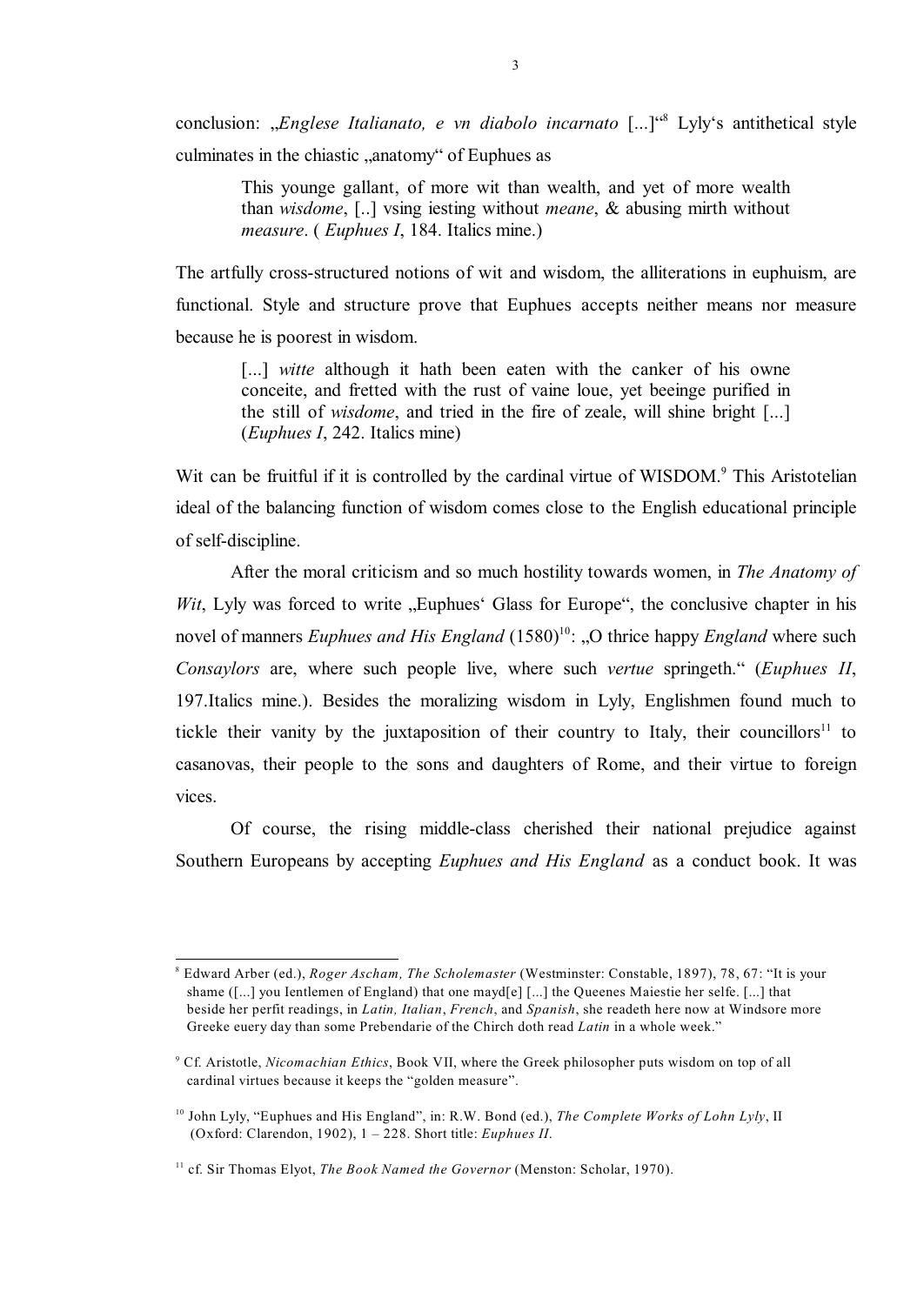conclusion: „*Englese Italianato, e vn diabolo incarnato* [...]“[8] Lyly‘s antithetical style culminates in the chiastic „anatomy“ of Euphues as

> This younge gallant, of more wit than wealth, and yet of more wealth than *wisdome*, [..] vsing iesting without *meane*, & abusing mirth without *measure*. ( *Euphues I*, 184. Italics mine.)

The artfully cross-structured notions of wit and wisdom, the alliterations in euphuism, are functional. Style and structure prove that Euphues accepts neither means nor measure because he is poorest in wisdom.

> [...] *witte* although it hath been eaten with the canker of his owne conceite, and fretted with the rust of vaine loue, yet beeinge purified in the still of *wisdome*, and tried in the fire of zeale, will shine bright [...] (*Euphues I*, 242. Italics mine)

Wit can be fruitful if it is controlled by the cardinal virtue of WISDOM.[9] This Aristotelian ideal of the balancing function of wisdom comes close to the English educational principle of self-discipline.

After the moral criticism and so much hostility towards women, in *The Anatomy of Wit*, Lyly was forced to write „Euphues‘ Glass for Europe“, the conclusive chapter in his novel of manners *Euphues and His England* (1580)[10]: „O thrice happy *England* where such *Consaylors* are, where such people live, where such *vertue* springeth.“ (*Euphues II*, 197.Italics mine.). Besides the moralizing wisdom in Lyly, Englishmen found much to tickle their vanity by the juxtaposition of their country to Italy, their councillors[11] to casanovas, their people to the sons and daughters of Rome, and their virtue to foreign vices.

Of course, the rising middle-class cherished their national prejudice against Southern Europeans by accepting *Euphues and His England* as a conduct book. It was

---

[8] Edward Arber (ed.), *Roger Ascham, The Scholemaster* (Westminster: Constable, 1897), 78, 67: “It is your shame ([...] you Ientlemen of England) that one mayd[e] [...] the Queenes Maiestie her selfe. [...] that beside her perfit readings, in *Latin, Italian*, *French*, and *Spanish*, she readeth here now at Windsore more Greeke euery day than some Prebendarie of the Chirch doth read *Latin* in a whole week.”

[9] Cf. Aristotle, *Nicomachian Ethics*, Book VII, where the Greek philosopher puts wisdom on top of all cardinal virtues because it keeps the “golden measure”.

[10] John Lyly, “Euphues and His England”, in: R.W. Bond (ed.), *The Complete Works of Lohn Lyly*, II (Oxford: Clarendon, 1902), 1 – 228. Short title: *Euphues II*.

[11] cf. Sir Thomas Elyot, *The Book Named the Governor* (Menston: Scholar, 1970).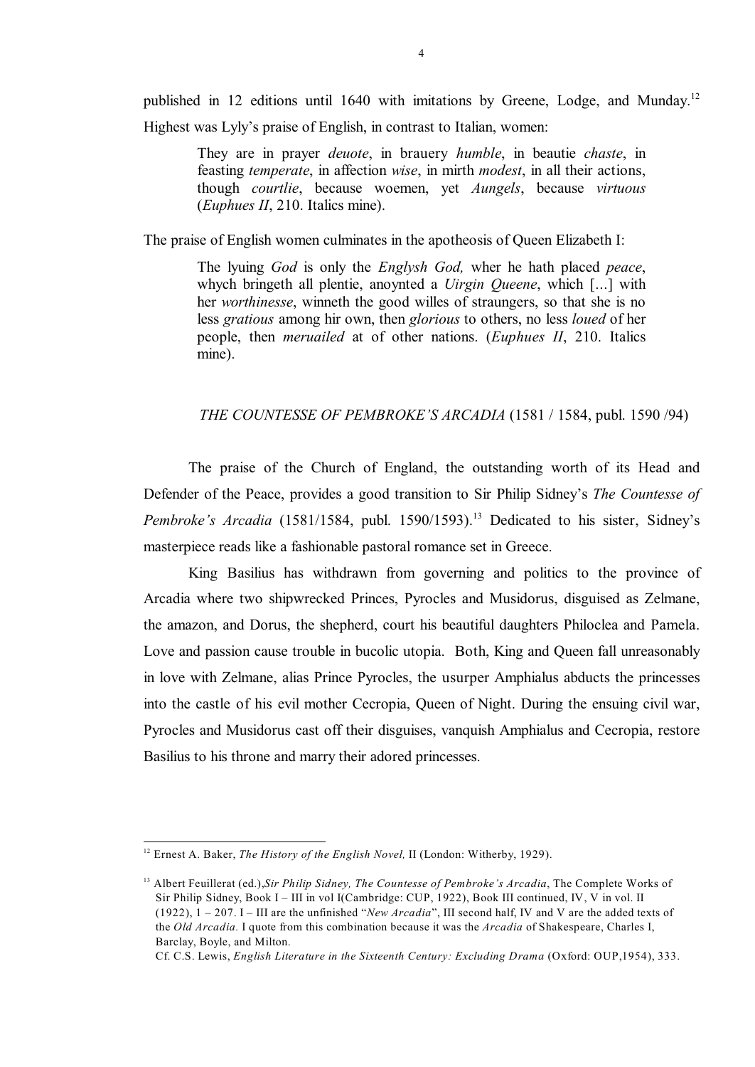published in 12 editions until 1640 with imitations by Greene, Lodge, and Munday.[12] Highest was Lyly's praise of English, in contrast to Italian, women:

> They are in prayer *deuote*, in brauery *humble*, in beautie *chaste*, in feasting *temperate*, in affection *wise*, in mirth *modest*, in all their actions, though *courtlie*, because woemen, yet *Aungels*, because *virtuous* (*Euphues II*, 210. Italics mine).

The praise of English women culminates in the apotheosis of Queen Elizabeth I:

> The lyuing *God* is only the *Englysh God,* wher he hath placed *peace*, whych bringeth all plentie, anoynted a *Uirgin Queene*, which [...] with her *worthinesse*, winneth the good willes of straungers, so that she is no less *gratious* among hir own, then *glorious* to others, no less *loued* of her people, then *meruailed* at of other nations. (*Euphues II*, 210. Italics mine).

## *THE COUNTESSE OF PEMBROKE'S ARCADIA* (1581 / 1584, publ. 1590 /94)

The praise of the Church of England, the outstanding worth of its Head and Defender of the Peace, provides a good transition to Sir Philip Sidney's *The Countesse of Pembroke's Arcadia* (1581/1584, publ. 1590/1593).[13] Dedicated to his sister, Sidney's masterpiece reads like a fashionable pastoral romance set in Greece.

King Basilius has withdrawn from governing and politics to the province of Arcadia where two shipwrecked Princes, Pyrocles and Musidorus, disguised as Zelmane, the amazon, and Dorus, the shepherd, court his beautiful daughters Philoclea and Pamela. Love and passion cause trouble in bucolic utopia. Both, King and Queen fall unreasonably in love with Zelmane, alias Prince Pyrocles, the usurper Amphialus abducts the princesses into the castle of his evil mother Cecropia, Queen of Night. During the ensuing civil war, Pyrocles and Musidorus cast off their disguises, vanquish Amphialus and Cecropia, restore Basilius to his throne and marry their adored princesses.

---

[12] Ernest A. Baker, *The History of the English Novel,* II (London: Witherby, 1929).

[13] Albert Feuillerat (ed.),*Sir Philip Sidney, The Countesse of Pembroke's Arcadia*, The Complete Works of Sir Philip Sidney, Book I – III in vol I(Cambridge: CUP, 1922), Book III continued, IV, V in vol. II (1922), 1 – 207. I – III are the unfinished "*New Arcadia*", III second half, IV and V are the added texts of the *Old Arcadia.* I quote from this combination because it was the *Arcadia* of Shakespeare, Charles I, Barclay, Boyle, and Milton.
Cf. C.S. Lewis, *English Literature in the Sixteenth Century: Excluding Drama* (Oxford: OUP,1954), 333.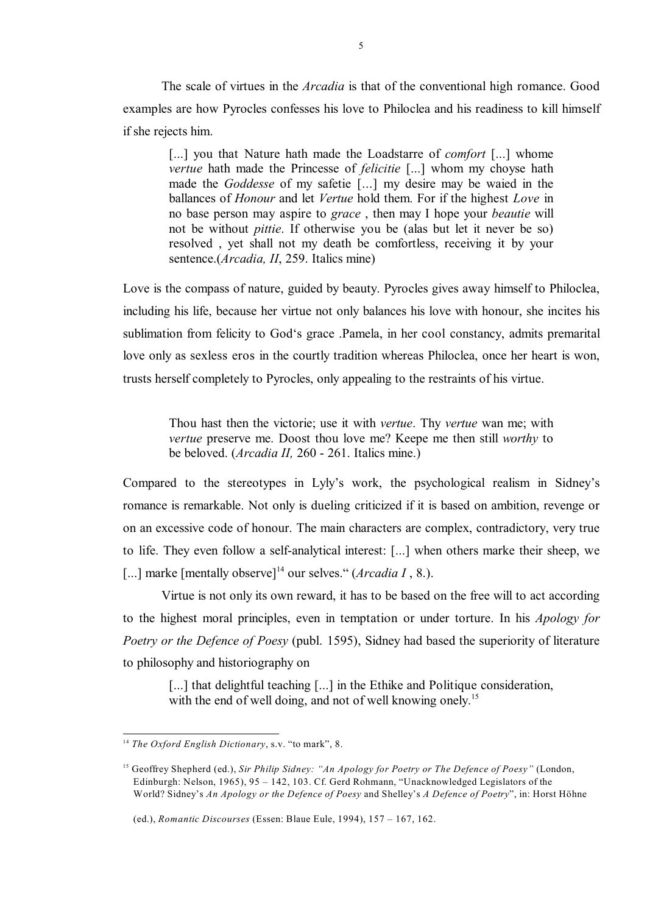The scale of virtues in the *Arcadia* is that of the conventional high romance. Good examples are how Pyrocles confesses his love to Philoclea and his readiness to kill himself if she rejects him.

> [...] you that Nature hath made the Loadstarre of *comfort* [...] whome *vertue* hath made the Princesse of *felicitie* [...] whom my choyse hath made the *Goddesse* of my safetie [...] my desire may be waied in the ballances of *Honour* and let *Vertue* hold them. For if the highest *Love* in no base person may aspire to *grace* , then may I hope your *beautie* will not be without *pittie*. If otherwise you be (alas but let it never be so) resolved , yet shall not my death be comfortless, receiving it by your sentence.(*Arcadia, II*, 259. Italics mine)

Love is the compass of nature, guided by beauty. Pyrocles gives away himself to Philoclea, including his life, because her virtue not only balances his love with honour, she incites his sublimation from felicity to God's grace .Pamela, in her cool constancy, admits premarital love only as sexless eros in the courtly tradition whereas Philoclea, once her heart is won, trusts herself completely to Pyrocles, only appealing to the restraints of his virtue.

> Thou hast then the victorie; use it with *vertue*. Thy *vertue* wan me; with *vertue* preserve me. Doost thou love me? Keepe me then still *worthy* to be beloved. (*Arcadia II,* 260 - 261. Italics mine.)

Compared to the stereotypes in Lyly's work, the psychological realism in Sidney's romance is remarkable. Not only is dueling criticized if it is based on ambition, revenge or on an excessive code of honour. The main characters are complex, contradictory, very true to life. They even follow a self-analytical interest: [...] when others marke their sheep, we [...] marke [mentally observe][14] our selves." (*Arcadia I* , 8.).

Virtue is not only its own reward, it has to be based on the free will to act according to the highest moral principles, even in temptation or under torture. In his *Apology for Poetry or the Defence of Poesy* (publ. 1595), Sidney had based the superiority of literature to philosophy and historiography on

> [...] that delightful teaching [...] in the Ethike and Politique consideration, with the end of well doing, and not of well knowing onely.[15]

---

[14] *The Oxford English Dictionary*, s.v. "to mark", 8.

[15] Geoffrey Shepherd (ed.), *Sir Philip Sidney: "An Apology for Poetry or The Defence of Poesy"* (London, Edinburgh: Nelson, 1965), 95 – 142, 103. Cf. Gerd Rohmann, "Unacknowledged Legislators of the World? Sidney's *An Apology or the Defence of Poesy* and Shelley's *A Defence of Poetry*", in: Horst Höhne (ed.), *Romantic Discourses* (Essen: Blaue Eule, 1994), 157 – 167, 162.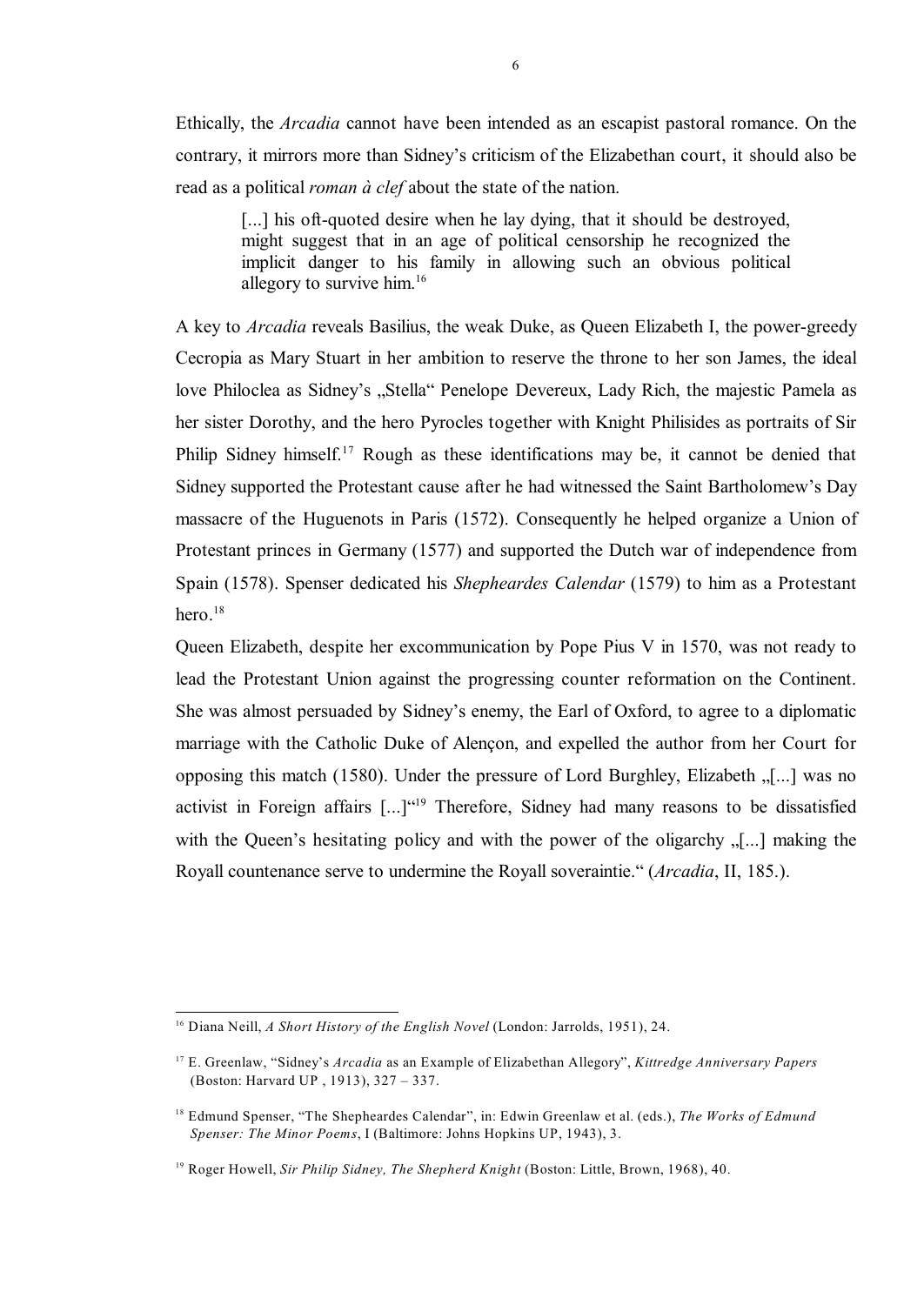Ethically, the *Arcadia* cannot have been intended as an escapist pastoral romance. On the contrary, it mirrors more than Sidney's criticism of the Elizabethan court, it should also be read as a political *roman à clef* about the state of the nation.

> [...] his oft-quoted desire when he lay dying, that it should be destroyed, might suggest that in an age of political censorship he recognized the implicit danger to his family in allowing such an obvious political allegory to survive him.[16]

A key to *Arcadia* reveals Basilius, the weak Duke, as Queen Elizabeth I, the power-greedy Cecropia as Mary Stuart in her ambition to reserve the throne to her son James, the ideal love Philoclea as Sidney's „Stella" Penelope Devereux, Lady Rich, the majestic Pamela as her sister Dorothy, and the hero Pyrocles together with Knight Philisides as portraits of Sir Philip Sidney himself.[17] Rough as these identifications may be, it cannot be denied that Sidney supported the Protestant cause after he had witnessed the Saint Bartholomew's Day massacre of the Huguenots in Paris (1572). Consequently he helped organize a Union of Protestant princes in Germany (1577) and supported the Dutch war of independence from Spain (1578). Spenser dedicated his *Shepheardes Calendar* (1579) to him as a Protestant hero.[18]

Queen Elizabeth, despite her excommunication by Pope Pius V in 1570, was not ready to lead the Protestant Union against the progressing counter reformation on the Continent. She was almost persuaded by Sidney's enemy, the Earl of Oxford, to agree to a diplomatic marriage with the Catholic Duke of Alençon, and expelled the author from her Court for opposing this match (1580). Under the pressure of Lord Burghley, Elizabeth „[...] was no activist in Foreign affairs [...]"[19] Therefore, Sidney had many reasons to be dissatisfied with the Queen's hesitating policy and with the power of the oligarchy „[...] making the Royall countenance serve to undermine the Royall soveraintie." (*Arcadia*, II, 185.).

---

[16] Diana Neill, *A Short History of the English Novel* (London: Jarrolds, 1951), 24.

[17] E. Greenlaw, "Sidney's *Arcadia* as an Example of Elizabethan Allegory", *Kittredge Anniversary Papers* (Boston: Harvard UP , 1913), 327 – 337.

[18] Edmund Spenser, "The Shepheardes Calendar", in: Edwin Greenlaw et al. (eds.), *The Works of Edmund Spenser: The Minor Poems*, I (Baltimore: Johns Hopkins UP, 1943), 3.

[19] Roger Howell, *Sir Philip Sidney, The Shepherd Knight* (Boston: Little, Brown, 1968), 40.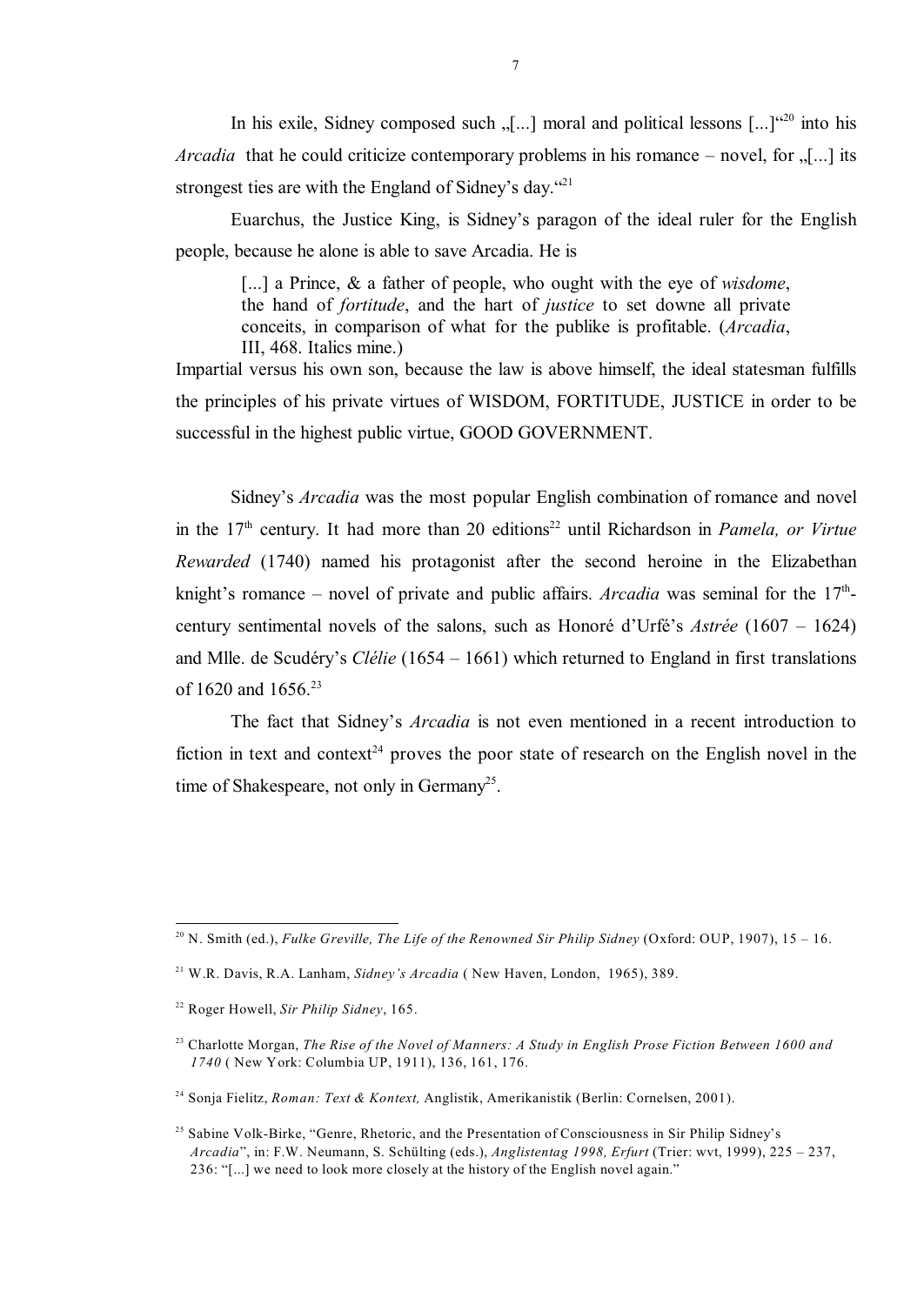In his exile, Sidney composed such „[...] moral and political lessons [...]“[20] into his *Arcadia* that he could criticize contemporary problems in his romance – novel, for „[...] its strongest ties are with the England of Sidney's day.“[21]

Euarchus, the Justice King, is Sidney's paragon of the ideal ruler for the English people, because he alone is able to save Arcadia. He is

> [...] a Prince, & a father of people, who ought with the eye of *wisdome*, the hand of *fortitude*, and the hart of *justice* to set downe all private conceits, in comparison of what for the publike is profitable. (*Arcadia*, III, 468. Italics mine.)

Impartial versus his own son, because the law is above himself, the ideal statesman fulfills the principles of his private virtues of WISDOM, FORTITUDE, JUSTICE in order to be successful in the highest public virtue, GOOD GOVERNMENT.

Sidney's *Arcadia* was the most popular English combination of romance and novel in the 17th century. It had more than 20 editions[22] until Richardson in *Pamela, or Virtue Rewarded* (1740) named his protagonist after the second heroine in the Elizabethan knight's romance – novel of private and public affairs. *Arcadia* was seminal for the 17th-century sentimental novels of the salons, such as Honoré d'Urfé's *Astrée* (1607 – 1624) and Mlle. de Scudéry's *Clélie* (1654 – 1661) which returned to England in first translations of 1620 and 1656.[23]

The fact that Sidney's *Arcadia* is not even mentioned in a recent introduction to fiction in text and context[24] proves the poor state of research on the English novel in the time of Shakespeare, not only in Germany[25].

---

[20] N. Smith (ed.), *Fulke Greville, The Life of the Renowned Sir Philip Sidney* (Oxford: OUP, 1907), 15 – 16.

[21] W.R. Davis, R.A. Lanham, *Sidney's Arcadia* ( New Haven, London, 1965), 389.

[22] Roger Howell, *Sir Philip Sidney*, 165.

[23] Charlotte Morgan, *The Rise of the Novel of Manners: A Study in English Prose Fiction Between 1600 and 1740* ( New York: Columbia UP, 1911), 136, 161, 176.

[24] Sonja Fielitz, *Roman: Text & Kontext,* Anglistik, Amerikanistik (Berlin: Cornelsen, 2001).

[25] Sabine Volk-Birke, "Genre, Rhetoric, and the Presentation of Consciousness in Sir Philip Sidney's *Arcadia*", in: F.W. Neumann, S. Schülting (eds.), *Anglistentag 1998, Erfurt* (Trier: wvt, 1999), 225 – 237, 236: "[...] we need to look more closely at the history of the English novel again."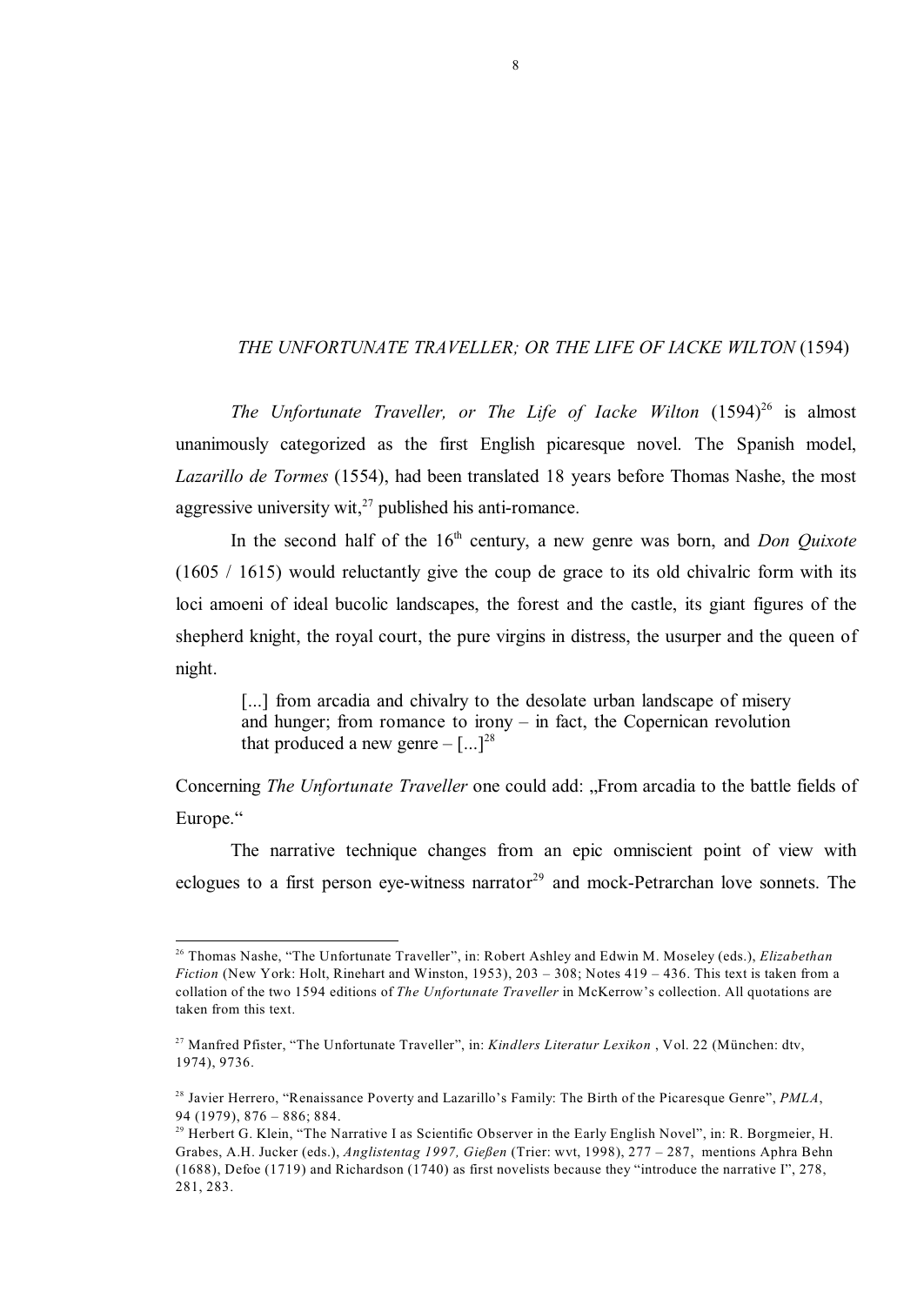## *THE UNFORTUNATE TRAVELLER; OR THE LIFE OF IACKE WILTON* (1594)

*The Unfortunate Traveller, or The Life of Iacke Wilton* (1594)[26] is almost unanimously categorized as the first English picaresque novel. The Spanish model, *Lazarillo de Tormes* (1554), had been translated 18 years before Thomas Nashe, the most aggressive university wit,[27] published his anti-romance.

In the second half of the 16th century, a new genre was born, and *Don Quixote* (1605 / 1615) would reluctantly give the coup de grace to its old chivalric form with its loci amoeni of ideal bucolic landscapes, the forest and the castle, its giant figures of the shepherd knight, the royal court, the pure virgins in distress, the usurper and the queen of night.

> [...] from arcadia and chivalry to the desolate urban landscape of misery and hunger; from romance to irony – in fact, the Copernican revolution that produced a new genre – [...][28]

Concerning *The Unfortunate Traveller* one could add: „From arcadia to the battle fields of Europe."

The narrative technique changes from an epic omniscient point of view with eclogues to a first person eye-witness narrator[29] and mock-Petrarchan love sonnets. The

---

[26] Thomas Nashe, "The Unfortunate Traveller", in: Robert Ashley and Edwin M. Moseley (eds.), *Elizabethan Fiction* (New York: Holt, Rinehart and Winston, 1953), 203 – 308; Notes 419 – 436. This text is taken from a collation of the two 1594 editions of *The Unfortunate Traveller* in McKerrow's collection. All quotations are taken from this text.

[27] Manfred Pfister, "The Unfortunate Traveller", in: *Kindlers Literatur Lexikon* , Vol. 22 (München: dtv, 1974), 9736.

[28] Javier Herrero, "Renaissance Poverty and Lazarillo's Family: The Birth of the Picaresque Genre", *PMLA*, 94 (1979), 876 – 886; 884.

[29] Herbert G. Klein, "The Narrative I as Scientific Observer in the Early English Novel", in: R. Borgmeier, H. Grabes, A.H. Jucker (eds.), *Anglistentag 1997, Gießen* (Trier: wvt, 1998), 277 – 287, mentions Aphra Behn (1688), Defoe (1719) and Richardson (1740) as first novelists because they "introduce the narrative I", 278, 281, 283.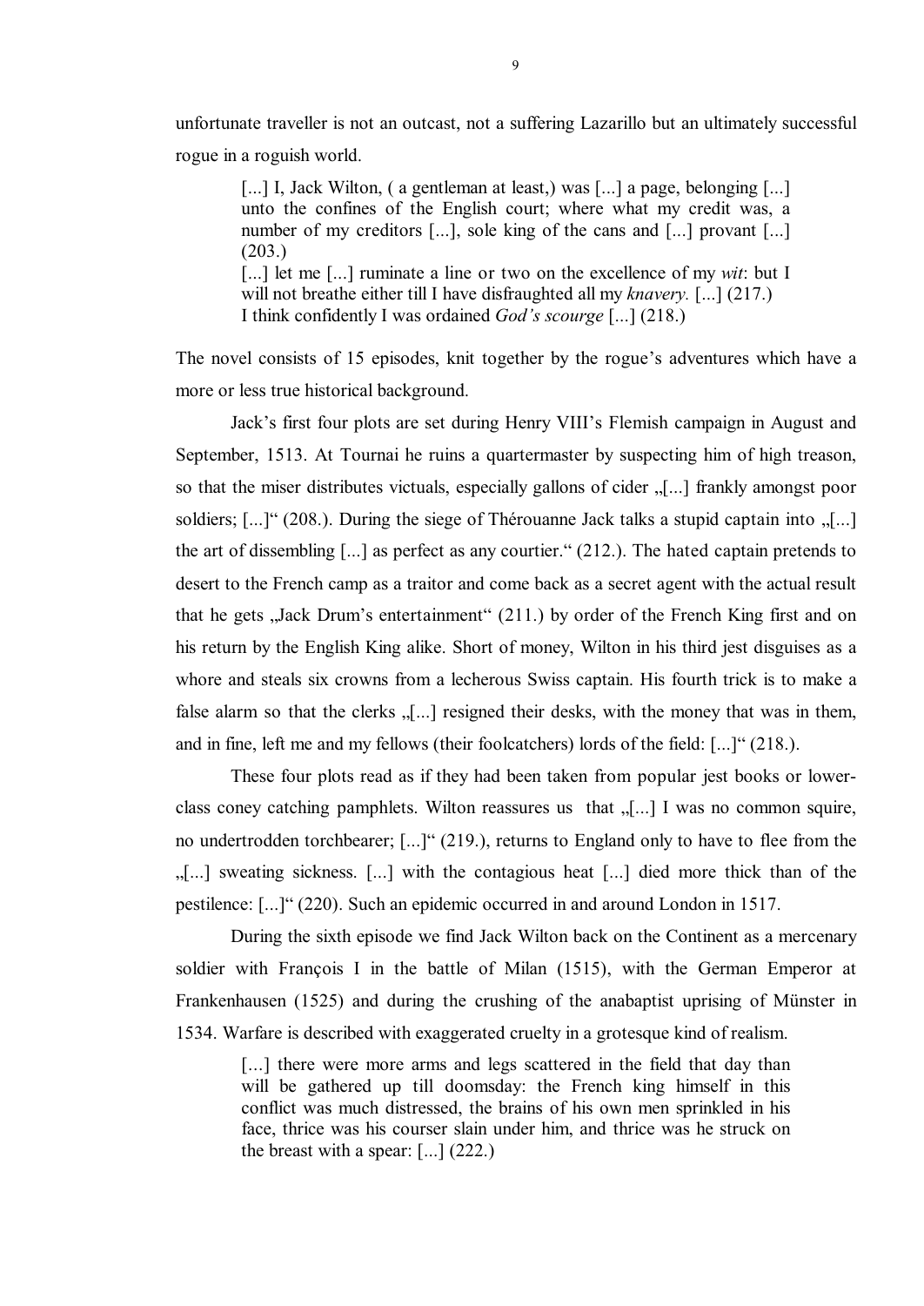unfortunate traveller is not an outcast, not a suffering Lazarillo but an ultimately successful rogue in a roguish world.

> [...] I, Jack Wilton, ( a gentleman at least,) was [...] a page, belonging [...] unto the confines of the English court; where what my credit was, a number of my creditors [...], sole king of the cans and [...] provant [...] (203.)
> [...] let me [...] ruminate a line or two on the excellence of my *wit*: but I will not breathe either till I have disfraughted all my *knavery.* [...] (217.)
> I think confidently I was ordained *God's scourge* [...] (218.)

The novel consists of 15 episodes, knit together by the rogue's adventures which have a more or less true historical background.

Jack's first four plots are set during Henry VIII's Flemish campaign in August and September, 1513. At Tournai he ruins a quartermaster by suspecting him of high treason, so that the miser distributes victuals, especially gallons of cider „[...] frankly amongst poor soldiers; [...]" (208.). During the siege of Thérouanne Jack talks a stupid captain into „[...] the art of dissembling [...] as perfect as any courtier." (212.). The hated captain pretends to desert to the French camp as a traitor and come back as a secret agent with the actual result that he gets „Jack Drum's entertainment" (211.) by order of the French King first and on his return by the English King alike. Short of money, Wilton in his third jest disguises as a whore and steals six crowns from a lecherous Swiss captain. His fourth trick is to make a false alarm so that the clerks „[...] resigned their desks, with the money that was in them, and in fine, left me and my fellows (their foolcatchers) lords of the field: [...]" (218.).

These four plots read as if they had been taken from popular jest books or lower-class coney catching pamphlets. Wilton reassures us that „[...] I was no common squire, no undertrodden torchbearer; [...]" (219.), returns to England only to have to flee from the „[...] sweating sickness. [...] with the contagious heat [...] died more thick than of the pestilence: [...]" (220). Such an epidemic occurred in and around London in 1517.

During the sixth episode we find Jack Wilton back on the Continent as a mercenary soldier with François I in the battle of Milan (1515), with the German Emperor at Frankenhausen (1525) and during the crushing of the anabaptist uprising of Münster in 1534. Warfare is described with exaggerated cruelty in a grotesque kind of realism.

> [...] there were more arms and legs scattered in the field that day than will be gathered up till doomsday: the French king himself in this conflict was much distressed, the brains of his own men sprinkled in his face, thrice was his courser slain under him, and thrice was he struck on the breast with a spear: [...] (222.)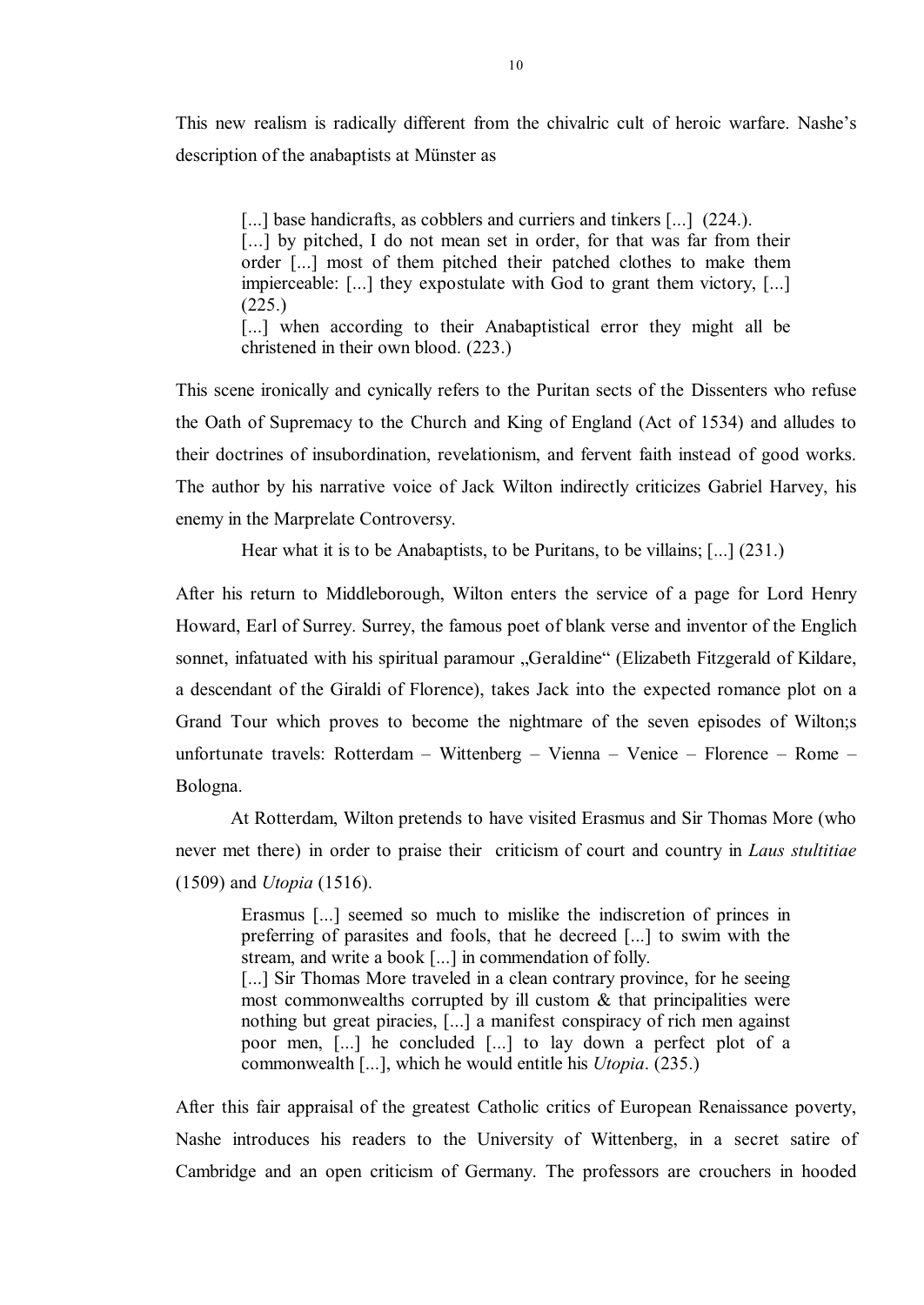This new realism is radically different from the chivalric cult of heroic warfare. Nashe's description of the anabaptists at Münster as

> [...] base handicrafts, as cobblers and curriers and tinkers [...] (224.).
> [...] by pitched, I do not mean set in order, for that was far from their order [...] most of them pitched their patched clothes to make them impierceable: [...] they expostulate with God to grant them victory, [...] (225.)
> [...] when according to their Anabaptistical error they might all be christened in their own blood. (223.)

This scene ironically and cynically refers to the Puritan sects of the Dissenters who refuse the Oath of Supremacy to the Church and King of England (Act of 1534) and alludes to their doctrines of insubordination, revelationism, and fervent faith instead of good works. The author by his narrative voice of Jack Wilton indirectly criticizes Gabriel Harvey, his enemy in the Marprelate Controversy.

> Hear what it is to be Anabaptists, to be Puritans, to be villains; [...] (231.)

After his return to Middleborough, Wilton enters the service of a page for Lord Henry Howard, Earl of Surrey. Surrey, the famous poet of blank verse and inventor of the Englich sonnet, infatuated with his spiritual paramour „Geraldine" (Elizabeth Fitzgerald of Kildare, a descendant of the Giraldi of Florence), takes Jack into the expected romance plot on a Grand Tour which proves to become the nightmare of the seven episodes of Wilton;s unfortunate travels: Rotterdam – Wittenberg – Vienna – Venice – Florence – Rome – Bologna.

At Rotterdam, Wilton pretends to have visited Erasmus and Sir Thomas More (who never met there) in order to praise their criticism of court and country in *Laus stultitiae* (1509) and *Utopia* (1516).

> Erasmus [...] seemed so much to mislike the indiscretion of princes in preferring of parasites and fools, that he decreed [...] to swim with the stream, and write a book [...] in commendation of folly.
> [...] Sir Thomas More traveled in a clean contrary province, for he seeing most commonwealths corrupted by ill custom & that principalities were nothing but great piracies, [...] a manifest conspiracy of rich men against poor men, [...] he concluded [...] to lay down a perfect plot of a commonwealth [...], which he would entitle his *Utopia*. (235.)

After this fair appraisal of the greatest Catholic critics of European Renaissance poverty, Nashe introduces his readers to the University of Wittenberg, in a secret satire of Cambridge and an open criticism of Germany. The professors are crouchers in hooded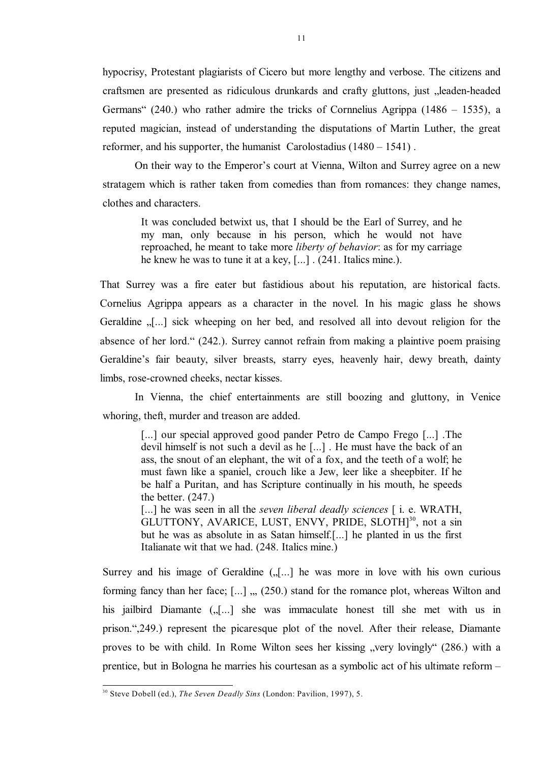hypocrisy, Protestant plagiarists of Cicero but more lengthy and verbose. The citizens and craftsmen are presented as ridiculous drunkards and crafty gluttons, just „leaden-headed Germans" (240.) who rather admire the tricks of Cornnelius Agrippa (1486 – 1535), a reputed magician, instead of understanding the disputations of Martin Luther, the great reformer, and his supporter, the humanist Carolostadius (1480 – 1541) .

On their way to the Emperor's court at Vienna, Wilton and Surrey agree on a new stratagem which is rather taken from comedies than from romances: they change names, clothes and characters.

> It was concluded betwixt us, that I should be the Earl of Surrey, and he my man, only because in his person, which he would not have reproached, he meant to take more *liberty of behavior*: as for my carriage he knew he was to tune it at a key, [...] . (241. Italics mine.).

That Surrey was a fire eater but fastidious about his reputation, are historical facts. Cornelius Agrippa appears as a character in the novel. In his magic glass he shows Geraldine „[...] sick whheeping on her bed, and resolved all into devout religion for the absence of her lord." (242.). Surrey cannot refrain from making a plaintive poem praising Geraldine's fair beauty, silver breasts, starry eyes, heavenly hair, dewy breath, dainty limbs, rose-crowned cheeks, nectar kisses.

In Vienna, the chief entertainments are still boozing and gluttony, in Venice whoring, theft, murder and treason are added.

> [...] our special approved good pander Petro de Campo Frego [...] .The devil himself is not such a devil as he [...] . He must have the back of an ass, the snout of an elephant, the wit of a fox, and the teeth of a wolf; he must fawn like a spaniel, crouch like a Jew, leer like a sheepbiter. If he be half a Puritan, and has Scripture continually in his mouth, he speeds the better. (247.)
>
> [...] he was seen in all the *seven liberal deadly sciences* [ i. e. WRATH, GLUTTONY, AVARICE, LUST, ENVY, PRIDE, SLOTH][30], not a sin but he was as absolute in as Satan himself.[...] he planted in us the first Italianate wit that we had. (248. Italics mine.)

Surrey and his image of Geraldine („[...] he was more in love with his own curious forming fancy than her face; [...] „, (250.) stand for the romance plot, whereas Wilton and his jailbird Diamante („[...] she was immaculate honest till she met with us in prison.",249.) represent the picaresque plot of the novel. After their release, Diamante proves to be with child. In Rome Wilton sees her kissing „very lovingly" (286.) with a prentice, but in Bologna he marries his courtesan as a symbolic act of his ultimate reform –

---

[30] Steve Dobell (ed.), *The Seven Deadly Sins* (London: Pavilion, 1997), 5.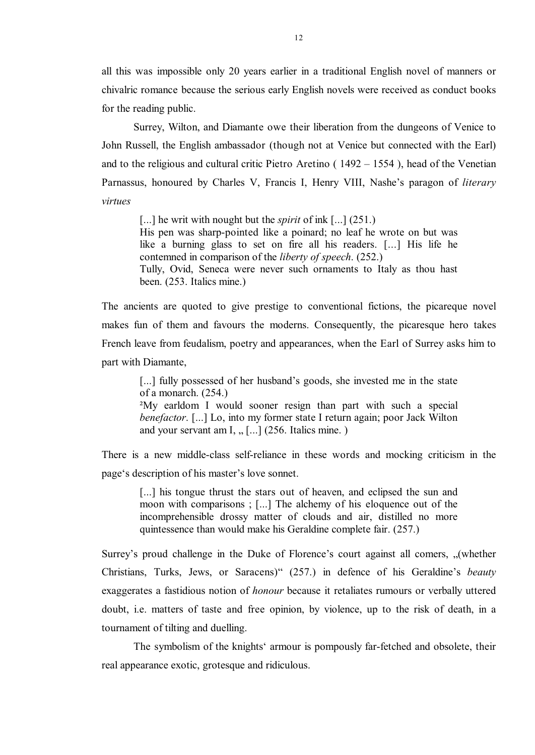all this was impossible only 20 years earlier in a traditional English novel of manners or chivalric romance because the serious early English novels were received as conduct books for the reading public.

Surrey, Wilton, and Diamante owe their liberation from the dungeons of Venice to John Russell, the English ambassador (though not at Venice but connected with the Earl) and to the religious and cultural critic Pietro Aretino ( 1492 – 1554 ), head of the Venetian Parnassus, honoured by Charles V, Francis I, Henry VIII, Nashe's paragon of *literary virtues*

> [...] he writ with nought but the *spirit* of ink [...] (251.)
> His pen was sharp-pointed like a poinard; no leaf he wrote on but was like a burning glass to set on fire all his readers. [...] His life he contemned in comparison of the *liberty of speech*. (252.)
> Tully, Ovid, Seneca were never such ornaments to Italy as thou hast been. (253. Italics mine.)

The ancients are quoted to give prestige to conventional fictions, the picareque novel makes fun of them and favours the moderns. Consequently, the picaresque hero takes French leave from feudalism, poetry and appearances, when the Earl of Surrey asks him to part with Diamante,

> [...] fully possessed of her husband's goods, she invested me in the state of a monarch. (254.)
> ²My earldom I would sooner resign than part with such a special *benefactor*. [...] Lo, into my former state I return again; poor Jack Wilton and your servant am I, „ [...] (256. Italics mine. )

There is a new middle-class self-reliance in these words and mocking criticism in the page's description of his master's love sonnet.

> [...] his tongue thrust the stars out of heaven, and eclipsed the sun and moon with comparisons ; [...] The alchemy of his eloquence out of the incomprehensible drossy matter of clouds and air, distilled no more quintessence than would make his Geraldine complete fair. (257.)

Surrey's proud challenge in the Duke of Florence's court against all comers, „(whether Christians, Turks, Jews, or Saracens)" (257.) in defence of his Geraldine's *beauty* exaggerates a fastidious notion of *honour* because it retaliates rumours or verbally uttered doubt, i.e. matters of taste and free opinion, by violence, up to the risk of death, in a tournament of tilting and duelling.

The symbolism of the knights' armour is pompously far-fetched and obsolete, their real appearance exotic, grotesque and ridiculous.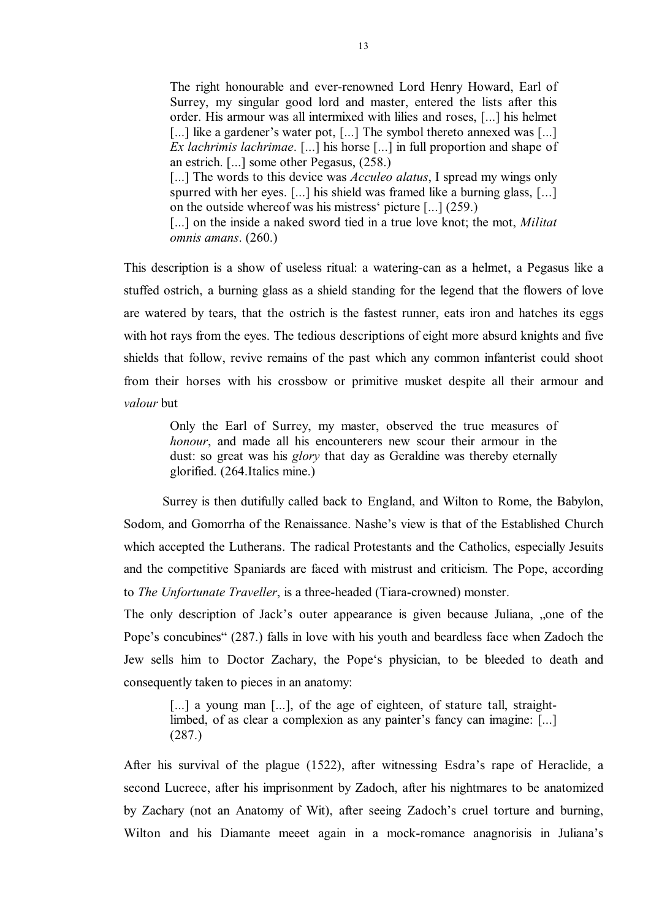> The right honourable and ever-renowned Lord Henry Howard, Earl of Surrey, my singular good lord and master, entered the lists after this order. His armour was all intermixed with lilies and roses, [...] his helmet [...] like a gardener's water pot, [...] The symbol thereto annexed was [...] *Ex lachrimis lachrimae*. [...] his horse [...] in full proportion and shape of an estrich. [...] some other Pegasus, (258.)
> [...] The words to this device was *Acculeo alatus*, I spread my wings only spurred with her eyes. [...] his shield was framed like a burning glass, [...] on the outside whereof was his mistress' picture [...] (259.)
> [...] on the inside a naked sword tied in a true love knot; the mot, *Militat omnis amans*. (260.)

This description is a show of useless ritual: a watering-can as a helmet, a Pegasus like a stuffed ostrich, a burning glass as a shield standing for the legend that the flowers of love are watered by tears, that the ostrich is the fastest runner, eats iron and hatches its eggs with hot rays from the eyes. The tedious descriptions of eight more absurd knights and five shields that follow, revive remains of the past which any common infanterist could shoot from their horses with his crossbow or primitive musket despite all their armour and *valour* but

> Only the Earl of Surrey, my master, observed the true measures of *honour*, and made all his encounterers new scour their armour in the dust: so great was his *glory* that day as Geraldine was thereby eternally glorified. (264.Italics mine.)

Surrey is then dutifully called back to England, and Wilton to Rome, the Babylon, Sodom, and Gomorrha of the Renaissance. Nashe's view is that of the Established Church which accepted the Lutherans. The radical Protestants and the Catholics, especially Jesuits and the competitive Spaniards are faced with mistrust and criticism. The Pope, according to *The Unfortunate Traveller*, is a three-headed (Tiara-crowned) monster.

The only description of Jack's outer appearance is given because Juliana, „one of the Pope's concubines" (287.) falls in love with his youth and beardless face when Zadoch the Jew sells him to Doctor Zachary, the Pope's physician, to be bleeded to death and consequently taken to pieces in an anatomy:

> [...] a young man [...], of the age of eighteen, of stature tall, straight-limbed, of as clear a complexion as any painter's fancy can imagine: [...] (287.)

After his survival of the plague (1522), after witnessing Esdra's rape of Heraclide, a second Lucrece, after his imprisonment by Zadoch, after his nightmares to be anatomized by Zachary (not an Anatomy of Wit), after seeing Zadoch's cruel torture and burning, Wilton and his Diamante meeet again in a mock-romance anagnorisis in Juliana's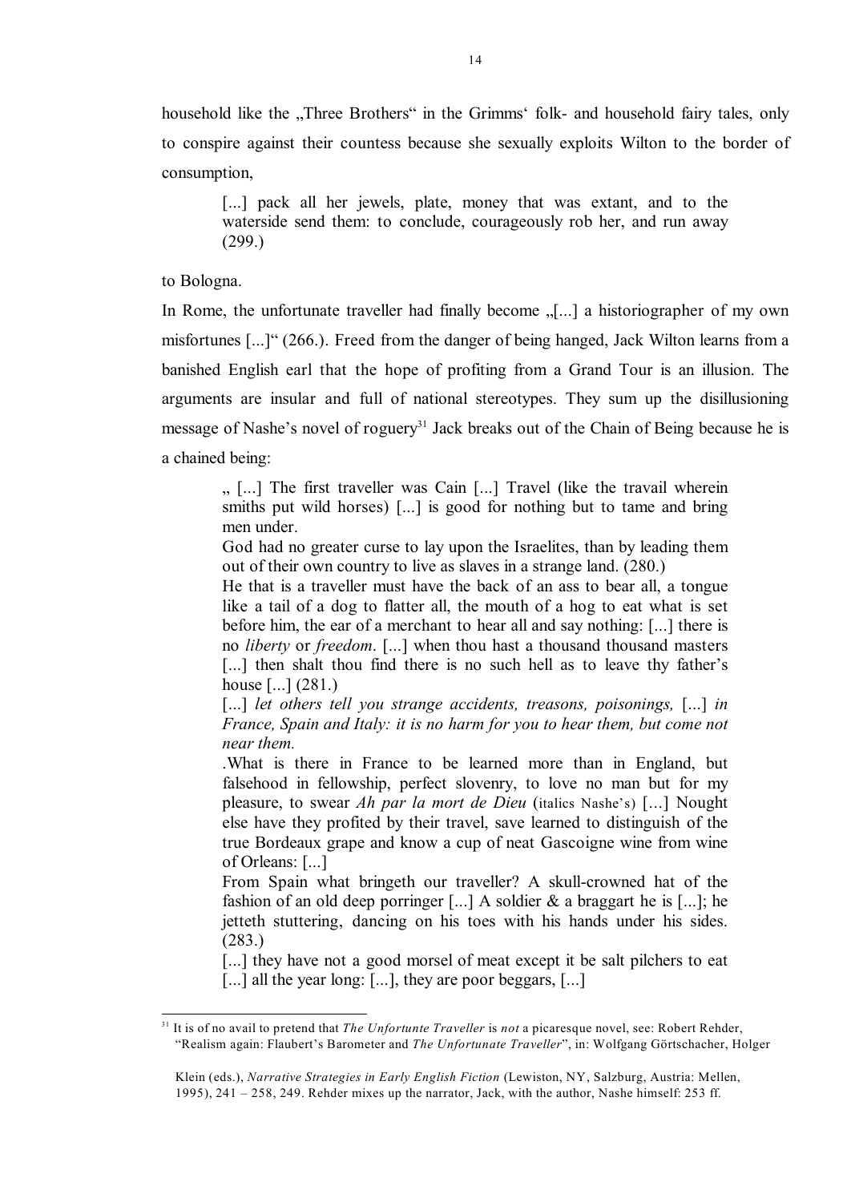household like the „Three Brothers“ in the Grimms‘ folk- and household fairy tales, only to conspire against their countess because she sexually exploits Wilton to the border of consumption,

> [...] pack all her jewels, plate, money that was extant, and to the waterside send them: to conclude, courageously rob her, and run away (299.)

to Bologna.

In Rome, the unfortunate traveller had finally become „[...] a historiographer of my own misfortunes [...]“ (266.). Freed from the danger of being hanged, Jack Wilton learns from a banished English earl that the hope of profiting from a Grand Tour is an illusion. The arguments are insular and full of national stereotypes. They sum up the disillusioning message of Nashe's novel of roguery[31] Jack breaks out of the Chain of Being because he is a chained being:

> „ [...] The first traveller was Cain [...] Travel (like the travail wherein smiths put wild horses) [...] is good for nothing but to tame and bring men under.
>
> God had no greater curse to lay upon the Israelites, than by leading them out of their own country to live as slaves in a strange land. (280.)
>
> He that is a traveller must have the back of an ass to bear all, a tongue like a tail of a dog to flatter all, the mouth of a hog to eat what is set before him, the ear of a merchant to hear all and say nothing: [...] there is no *liberty* or *freedom*. [...] when thou hast a thousand thousand masters [...] then shalt thou find there is no such hell as to leave thy father's house [...] (281.)
>
> [...] *let others tell you strange accidents, treasons, poisonings,* [...] *in France, Spain and Italy: it is no harm for you to hear them, but come not near them.*
>
> .What is there in France to be learned more than in England, but falsehood in fellowship, perfect slovenry, to love no man but for my pleasure, to swear *Ah par la mort de Dieu* (italics Nashe's) [...] Nought else have they profited by their travel, save learned to distinguish of the true Bordeaux grape and know a cup of neat Gascoigne wine from wine of Orleans: [...]
>
> From Spain what bringeth our traveller? A skull-crowned hat of the fashion of an old deep porringer [...] A soldier & a braggart he is [...]; he jetteth stuttering, dancing on his toes with his hands under his sides. (283.)
>
> [...] they have not a good morsel of meat except it be salt pilchers to eat [...] all the year long: [...], they are poor beggars, [...]

---

[31] It is of no avail to pretend that *The Unfortunte Traveller* is *not* a picaresque novel, see: Robert Rehder, "Realism again: Flaubert's Barometer and *The Unfortunate Traveller*", in: Wolfgang Görtschacher, Holger Klein (eds.), *Narrative Strategies in Early English Fiction* (Lewiston, NY, Salzburg, Austria: Mellen, 1995), 241 – 258, 249. Rehder mixes up the narrator, Jack, with the author, Nashe himself: 253 ff.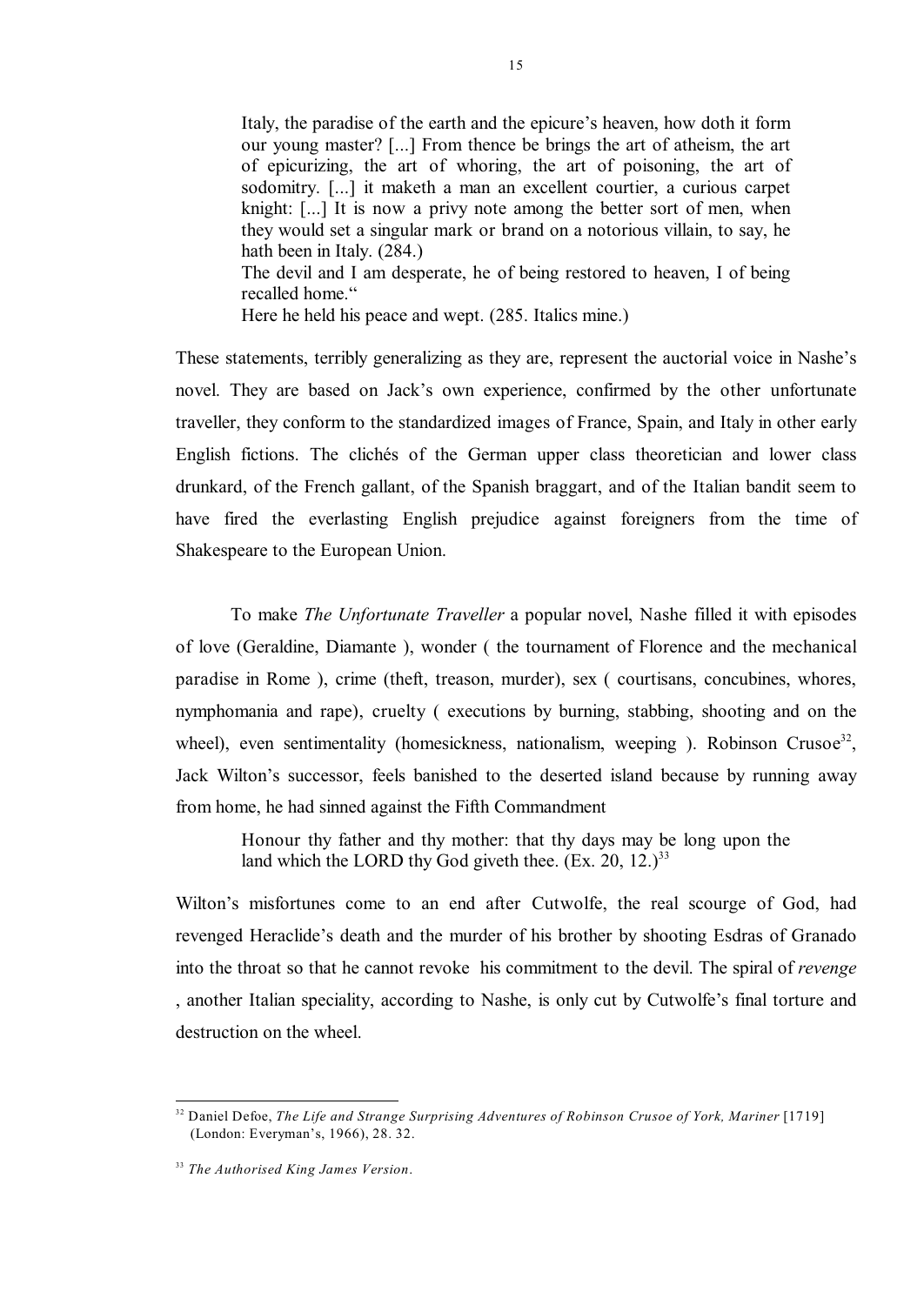> Italy, the paradise of the earth and the epicure's heaven, how doth it form our young master? [...] From thence be brings the art of atheism, the art of epicurizing, the art of whoring, the art of poisoning, the art of sodomitry. [...] it maketh a man an excellent courtier, a curious carpet knight: [...] It is now a privy note among the better sort of men, when they would set a singular mark or brand on a notorious villain, to say, he hath been in Italy. (284.)
>
> The devil and I am desperate, he of being restored to heaven, I of being recalled home."
>
> Here he held his peace and wept. (285. Italics mine.)

These statements, terribly generalizing as they are, represent the auctorial voice in Nashe's novel. They are based on Jack's own experience, confirmed by the other unfortunate traveller, they conform to the standardized images of France, Spain, and Italy in other early English fictions. The clichés of the German upper class theoretician and lower class drunkard, of the French gallant, of the Spanish braggart, and of the Italian bandit seem to have fired the everlasting English prejudice against foreigners from the time of Shakespeare to the European Union.

To make *The Unfortunate Traveller* a popular novel, Nashe filled it with episodes of love (Geraldine, Diamante ), wonder ( the tournament of Florence and the mechanical paradise in Rome ), crime (theft, treason, murder), sex ( courtisans, concubines, whores, nymphomania and rape), cruelty ( executions by burning, stabbing, shooting and on the wheel), even sentimentality (homesickness, nationalism, weeping ). Robinson Crusoe[32], Jack Wilton's successor, feels banished to the deserted island because by running away from home, he had sinned against the Fifth Commandment

> Honour thy father and thy mother: that thy days may be long upon the land which the LORD thy God giveth thee. (Ex. 20, 12.)[33]

Wilton's misfortunes come to an end after Cutwolfe, the real scourge of God, had revenged Heraclide's death and the murder of his brother by shooting Esdras of Granado into the throat so that he cannot revoke his commitment to the devil. The spiral of *revenge* , another Italian speciality, according to Nashe, is only cut by Cutwolfe's final torture and destruction on the wheel.

---

[32] Daniel Defoe, *The Life and Strange Surprising Adventures of Robinson Crusoe of York, Mariner* [1719] (London: Everyman's, 1966), 28. 32.

[33] *The Authorised King James Version*.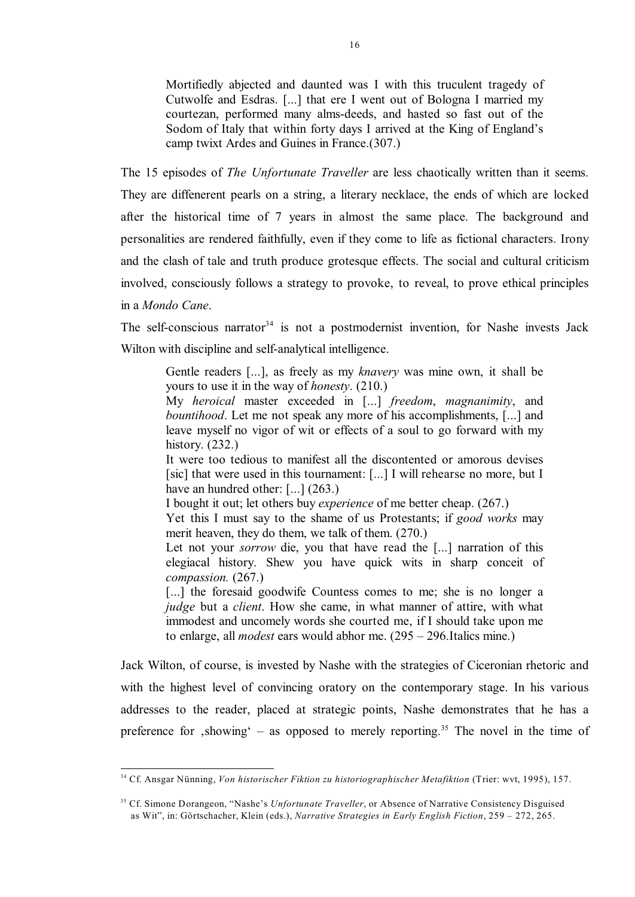> Mortifiedly abjected and daunted was I with this truculent tragedy of Cutwolfe and Esdras. [...] that ere I went out of Bologna I married my courtezan, performed many alms-deeds, and hasted so fast out of the Sodom of Italy that within forty days I arrived at the King of England's camp twixt Ardes and Guines in France.(307.)

The 15 episodes of *The Unfortunate Traveller* are less chaotically written than it seems. They are difenerent pearls on a string, a literary necklace, the ends of which are locked after the historical time of 7 years in almost the same place. The background and personalities are rendered faithfully, even if they come to life as fictional characters. Irony and the clash of tale and truth produce grotesque effects. The social and cultural criticism involved, consciously follows a strategy to provoke, to reveal, to prove ethical principles in a *Mondo Cane*.

The self-conscious narrator[34] is not a postmodernist invention, for Nashe invests Jack Wilton with discipline and self-analytical intelligence.

> Gentle readers [...], as freely as my *knavery* was mine own, it shall be yours to use it in the way of *honesty*. (210.)
> My *heroical* master exceeded in [...] *freedom*, *magnanimity*, and *bountihood*. Let me not speak any more of his accomplishments, [...] and leave myself no vigor of wit or effects of a soul to go forward with my history. (232.)
> It were too tedious to manifest all the discontented or amorous devises [sic] that were used in this tournament: [...] I will rehearse no more, but I have an hundred other: [...] (263.)
> I bought it out; let others buy *experience* of me better cheap. (267.)
> Yet this I must say to the shame of us Protestants; if *good works* may merit heaven, they do them, we talk of them. (270.)
> Let not your *sorrow* die, you that have read the [...] narration of this elegiacal history. Shew you have quick wits in sharp conceit of *compassion.* (267.)
> [...] the foresaid goodwife Countess comes to me; she is no longer a *judge* but a *client*. How she came, in what manner of attire, with what immodest and uncomely words she courted me, if I should take upon me to enlarge, all *modest* ears would abhor me. (295 – 296.Italics mine.)

Jack Wilton, of course, is invested by Nashe with the strategies of Ciceronian rhetoric and with the highest level of convincing oratory on the contemporary stage. In his various addresses to the reader, placed at strategic points, Nashe demonstrates that he has a preference for ‚showing' – as opposed to merely reporting.[35] The novel in the time of

---

[34] Cf. Ansgar Nünning, *Von historischer Fiktion zu historiographischer Metafiktion* (Trier: wvt, 1995), 157.

[35] Cf. Simone Dorangeon, "Nashe's *Unfortunate Traveller*, or Absence of Narrative Consistency Disguised as Wit", in: Görtschacher, Klein (eds.), *Narrative Strategies in Early English Fiction*, 259 – 272, 265.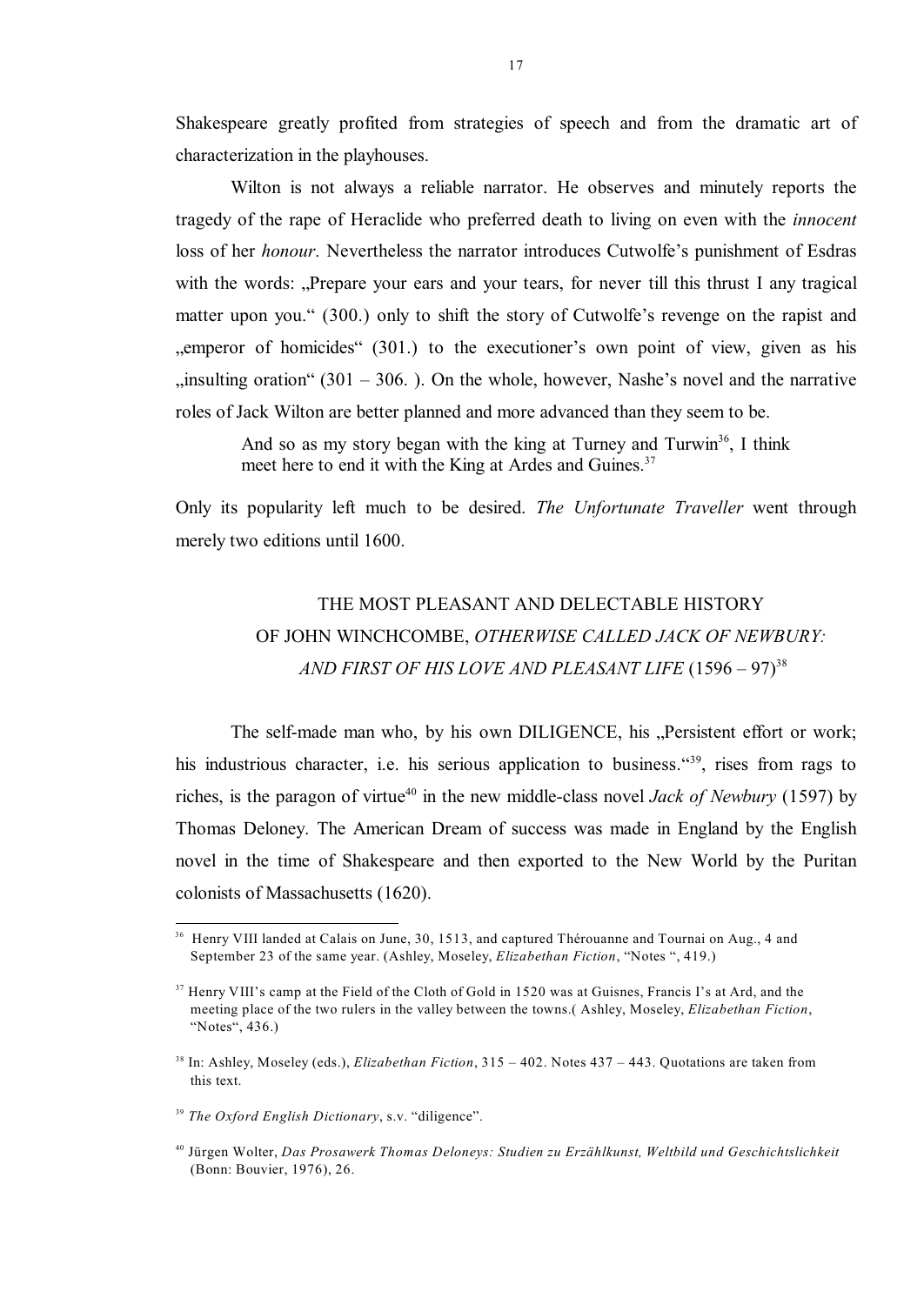Shakespeare greatly profited from strategies of speech and from the dramatic art of characterization in the playhouses.

Wilton is not always a reliable narrator. He observes and minutely reports the tragedy of the rape of Heraclide who preferred death to living on even with the *innocent* loss of her *honour*. Nevertheless the narrator introduces Cutwolfe's punishment of Esdras with the words: „Prepare your ears and your tears, for never till this thrust I any tragical matter upon you." (300.) only to shift the story of Cutwolfe's revenge on the rapist and „emperor of homicides" (301.) to the executioner's own point of view, given as his „insulting oration" (301 – 306. ). On the whole, however, Nashe's novel and the narrative roles of Jack Wilton are better planned and more advanced than they seem to be.

> And so as my story began with the king at Turney and Turwin[36], I think meet here to end it with the King at Ardes and Guines.[37]

Only its popularity left much to be desired. *The Unfortunate Traveller* went through merely two editions until 1600.

## THE MOST PLEASANT AND DELECTABLE HISTORY OF JOHN WINCHCOMBE, *OTHERWISE CALLED JACK OF NEWBURY: AND FIRST OF HIS LOVE AND PLEASANT LIFE* (1596 – 97)[38]

The self-made man who, by his own DILIGENCE, his „Persistent effort or work; his industrious character, i.e. his serious application to business."[39], rises from rags to riches, is the paragon of virtue[40] in the new middle-class novel *Jack of Newbury* (1597) by Thomas Deloney. The American Dream of success was made in England by the English novel in the time of Shakespeare and then exported to the New World by the Puritan colonists of Massachusetts (1620).

---

[36] Henry VIII landed at Calais on June, 30, 1513, and captured Thérouanne and Tournai on Aug., 4 and September 23 of the same year. (Ashley, Moseley, *Elizabethan Fiction*, "Notes ", 419.)

[37] Henry VIII's camp at the Field of the Cloth of Gold in 1520 was at Guisnes, Francis I's at Ard, and the meeting place of the two rulers in the valley between the towns.( Ashley, Moseley, *Elizabethan Fiction*, "Notes", 436.)

[38] In: Ashley, Moseley (eds.), *Elizabethan Fiction*, 315 – 402. Notes 437 – 443. Quotations are taken from this text.

[39] *The Oxford English Dictionary*, s.v. "diligence".

[40] Jürgen Wolter, *Das Prosawerk Thomas Deloneys: Studien zu Erzählkunst, Weltbild und Geschichtslichkeit* (Bonn: Bouvier, 1976), 26.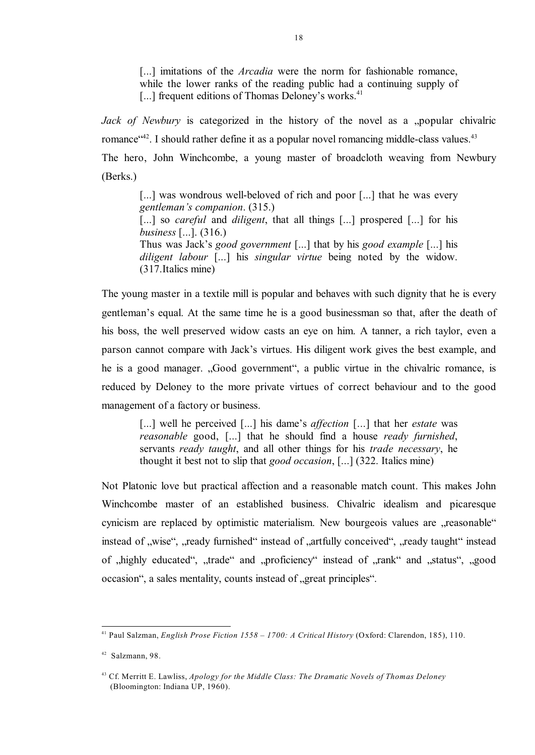> [...] imitations of the *Arcadia* were the norm for fashionable romance, while the lower ranks of the reading public had a continuing supply of [...] frequent editions of Thomas Deloney's works.[41]

*Jack of Newbury* is categorized in the history of the novel as a „popular chivalric romance“[42]. I should rather define it as a popular novel romancing middle-class values.[43]

The hero, John Winchcombe, a young master of broadcloth weaving from Newbury (Berks.)

> [...] was wondrous well-beloved of rich and poor [...] that he was every *gentleman's companion*. (315.)
> [...] so *careful* and *diligent*, that all things [...] prospered [...] for his *business* [...]. (316.)
> Thus was Jack's *good government* [...] that by his *good example* [...] his *diligent labour* [...] his *singular virtue* being noted by the widow. (317.Italics mine)

The young master in a textile mill is popular and behaves with such dignity that he is every gentleman's equal. At the same time he is a good businessman so that, after the death of his boss, the well preserved widow casts an eye on him. A tanner, a rich taylor, even a parson cannot compare with Jack's virtues. His diligent work gives the best example, and he is a good manager. „Good government“, a public virtue in the chivalric romance, is reduced by Deloney to the more private virtues of correct behaviour and to the good management of a factory or business.

> [...] well he perceived [...] his dame's *affection* [...] that her *estate* was *reasonable* good, [...] that he should find a house *ready furnished*, servants *ready taught*, and all other things for his *trade necessary*, he thought it best not to slip that *good occasion*, [...] (322. Italics mine)

Not Platonic love but practical affection and a reasonable match count. This makes John Winchcombe master of an established business. Chivalric idealism and picaresque cynicism are replaced by optimistic materialism. New bourgeois values are „reasonable“ instead of „wise“, „ready furnished“ instead of „artfully conceived“, „ready taught“ instead of „highly educated“, „trade“ and „proficiency“ instead of „rank“ and „status“, „good occasion“, a sales mentality, counts instead of „great principles“.

---

[41] Paul Salzman, *English Prose Fiction 1558 – 1700: A Critical History* (Oxford: Clarendon, 185), 110.

[42] Salzmann, 98.

[43] Cf. Merritt E. Lawliss, *Apology for the Middle Class: The Dramatic Novels of Thomas Deloney* (Bloomington: Indiana UP, 1960).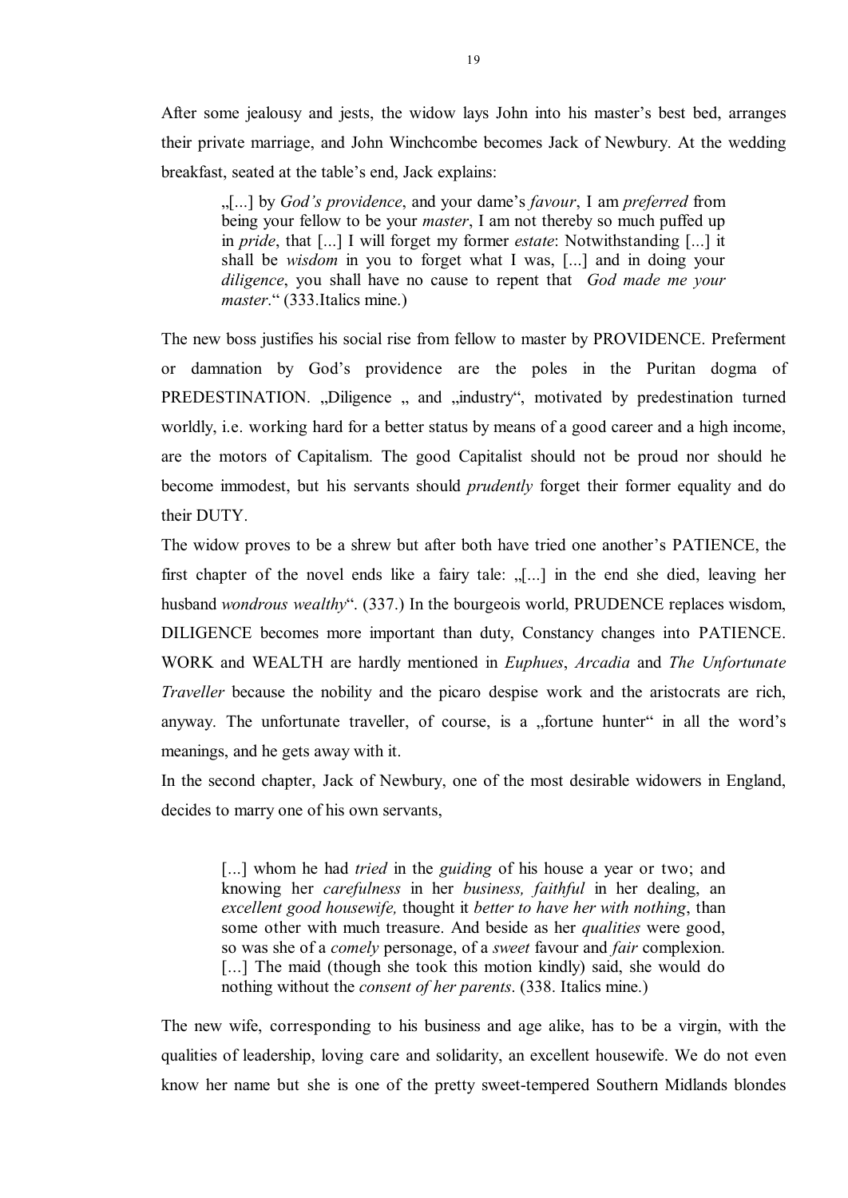After some jealousy and jests, the widow lays John into his master's best bed, arranges their private marriage, and John Winchcombe becomes Jack of Newbury. At the wedding breakfast, seated at the table's end, Jack explains:

> „[...] by *God's providence*, and your dame's *favour*, I am *preferred* from being your fellow to be your *master*, I am not thereby so much puffed up in *pride*, that [...] I will forget my former *estate*: Notwithstanding [...] it shall be *wisdom* in you to forget what I was, [...] and in doing your *diligence*, you shall have no cause to repent that *God made me your master*." (333.Italics mine.)

The new boss justifies his social rise from fellow to master by PROVIDENCE. Preferment or damnation by God's providence are the poles in the Puritan dogma of PREDESTINATION. „Diligence „ and „industry", motivated by predestination turned worldly, i.e. working hard for a better status by means of a good career and a high income, are the motors of Capitalism. The good Capitalist should not be proud nor should he become immodest, but his servants should *prudently* forget their former equality and do their DUTY.

The widow proves to be a shrew but after both have tried one another's PATIENCE, the first chapter of the novel ends like a fairy tale: „[...] in the end she died, leaving her husband *wondrous wealthy*". (337.) In the bourgeois world, PRUDENCE replaces wisdom, DILIGENCE becomes more important than duty, Constancy changes into PATIENCE. WORK and WEALTH are hardly mentioned in *Euphues*, *Arcadia* and *The Unfortunate Traveller* because the nobility and the picaro despise work and the aristocrats are rich, anyway. The unfortunate traveller, of course, is a „fortune hunter" in all the word's meanings, and he gets away with it.

In the second chapter, Jack of Newbury, one of the most desirable widowers in England, decides to marry one of his own servants,

> [...] whom he had *tried* in the *guiding* of his house a year or two; and knowing her *carefulness* in her *business, faithful* in her dealing, an *excellent good housewife,* thought it *better to have her with nothing*, than some other with much treasure. And beside as her *qualities* were good, so was she of a *comely* personage, of a *sweet* favour and *fair* complexion. [...] The maid (though she took this motion kindly) said, she would do nothing without the *consent of her parents*. (338. Italics mine.)

The new wife, corresponding to his business and age alike, has to be a virgin, with the qualities of leadership, loving care and solidarity, an excellent housewife. We do not even know her name but she is one of the pretty sweet-tempered Southern Midlands blondes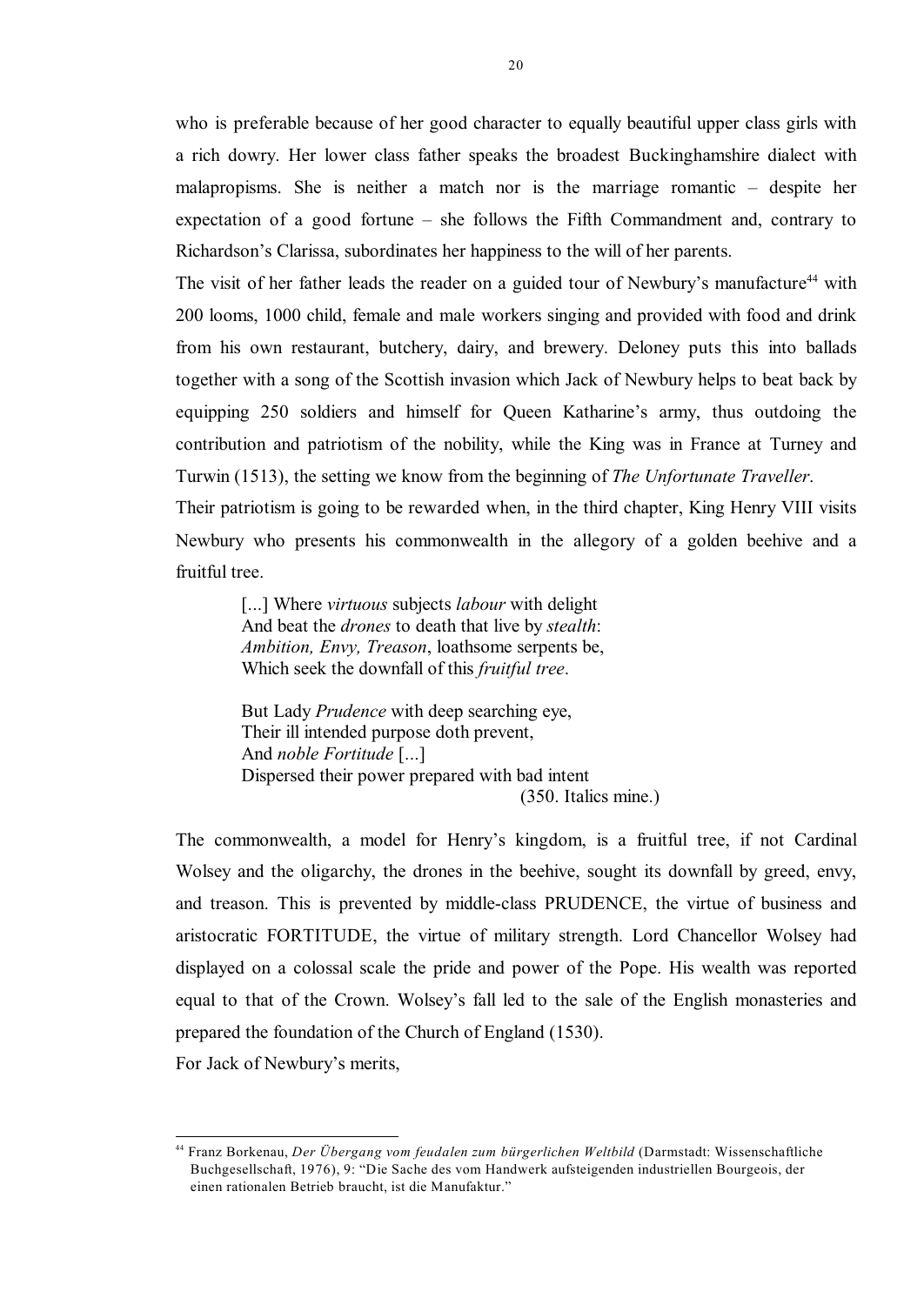who is preferable because of her good character to equally beautiful upper class girls with a rich dowry. Her lower class father speaks the broadest Buckinghamshire dialect with malapropisms. She is neither a match nor is the marriage romantic – despite her expectation of a good fortune – she follows the Fifth Commandment and, contrary to Richardson's Clarissa, subordinates her happiness to the will of her parents.

The visit of her father leads the reader on a guided tour of Newbury's manufacture[44] with 200 looms, 1000 child, female and male workers singing and provided with food and drink from his own restaurant, butchery, dairy, and brewery. Deloney puts this into ballads together with a song of the Scottish invasion which Jack of Newbury helps to beat back by equipping 250 soldiers and himself for Queen Katharine's army, thus outdoing the contribution and patriotism of the nobility, while the King was in France at Turney and Turwin (1513), the setting we know from the beginning of *The Unfortunate Traveller*.

Their patriotism is going to be rewarded when, in the third chapter, King Henry VIII visits Newbury who presents his commonwealth in the allegory of a golden beehive and a fruitful tree.

> [...] Where *virtuous* subjects *labour* with delight
> And beat the *drones* to death that live by *stealth*:
> *Ambition, Envy, Treason*, loathsome serpents be,
> Which seek the downfall of this *fruitful tree*.
>
> But Lady *Prudence* with deep searching eye,
> Their ill intended purpose doth prevent,
> And *noble Fortitude* [...]
> Dispersed their power prepared with bad intent
> (350. Italics mine.)

The commonwealth, a model for Henry's kingdom, is a fruitful tree, if not Cardinal Wolsey and the oligarchy, the drones in the beehive, sought its downfall by greed, envy, and treason. This is prevented by middle-class PRUDENCE, the virtue of business and aristocratic FORTITUDE, the virtue of military strength. Lord Chancellor Wolsey had displayed on a colossal scale the pride and power of the Pope. His wealth was reported equal to that of the Crown. Wolsey's fall led to the sale of the English monasteries and prepared the foundation of the Church of England (1530).

For Jack of Newbury's merits,

---

[44] Franz Borkenau, *Der Übergang vom feudalen zum bürgerlichen Weltbild* (Darmstadt: Wissenschaftliche Buchgesellschaft, 1976), 9: "Die Sache des vom Handwerk aufsteigenden industriellen Bourgeois, der einen rationalen Betrieb braucht, ist die Manufaktur."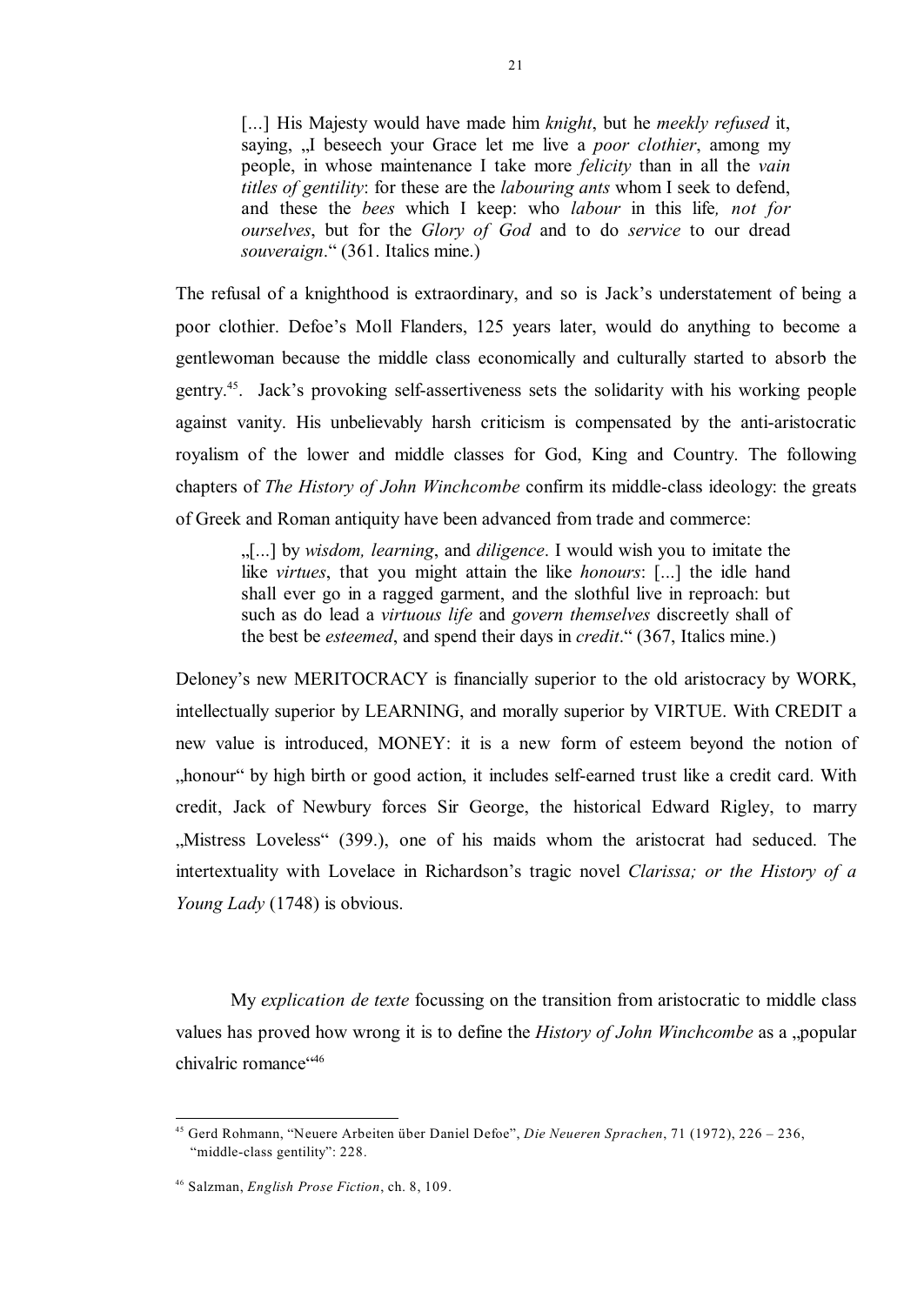> [...] His Majesty would have made him *knight*, but he *meekly refused* it, saying, „I beseech your Grace let me live a *poor clothier*, among my people, in whose maintenance I take more *felicity* than in all the *vain titles of gentility*: for these are the *labouring ants* whom I seek to defend, and these the *bees* which I keep: who *labour* in this life*, not for ourselves*, but for the *Glory of God* and to do *service* to our dread *souveraign*." (361. Italics mine.)

The refusal of a knighthood is extraordinary, and so is Jack's understatement of being a poor clothier. Defoe's Moll Flanders, 125 years later, would do anything to become a gentlewoman because the middle class economically and culturally started to absorb the gentry.[45]. Jack's provoking self-assertiveness sets the solidarity with his working people against vanity. His unbelievably harsh criticism is compensated by the anti-aristocratic royalism of the lower and middle classes for God, King and Country. The following chapters of *The History of John Winchcombe* confirm its middle-class ideology: the greats of Greek and Roman antiquity have been advanced from trade and commerce:

> „[...] by *wisdom, learning*, and *diligence*. I would wish you to imitate the like *virtues*, that you might attain the like *honours*: [...] the idle hand shall ever go in a ragged garment, and the slothful live in reproach: but such as do lead a *virtuous life* and *govern themselves* discreetly shall of the best be *esteemed*, and spend their days in *credit*." (367, Italics mine.)

Deloney's new MERITOCRACY is financially superior to the old aristocracy by WORK, intellectually superior by LEARNING, and morally superior by VIRTUE. With CREDIT a new value is introduced, MONEY: it is a new form of esteem beyond the notion of „honour" by high birth or good action, it includes self-earned trust like a credit card. With credit, Jack of Newbury forces Sir George, the historical Edward Rigley, to marry „Mistress Loveless" (399.), one of his maids whom the aristocrat had seduced. The intertextuality with Lovelace in Richardson's tragic novel *Clarissa; or the History of a Young Lady* (1748) is obvious.

My *explication de texte* focussing on the transition from aristocratic to middle class values has proved how wrong it is to define the *History of John Winchcombe* as a „popular chivalric romance"[46]

---

[45] Gerd Rohmann, "Neuere Arbeiten über Daniel Defoe", *Die Neueren Sprachen*, 71 (1972), 226 – 236, "middle-class gentility": 228.

[46] Salzman, *English Prose Fiction*, ch. 8, 109.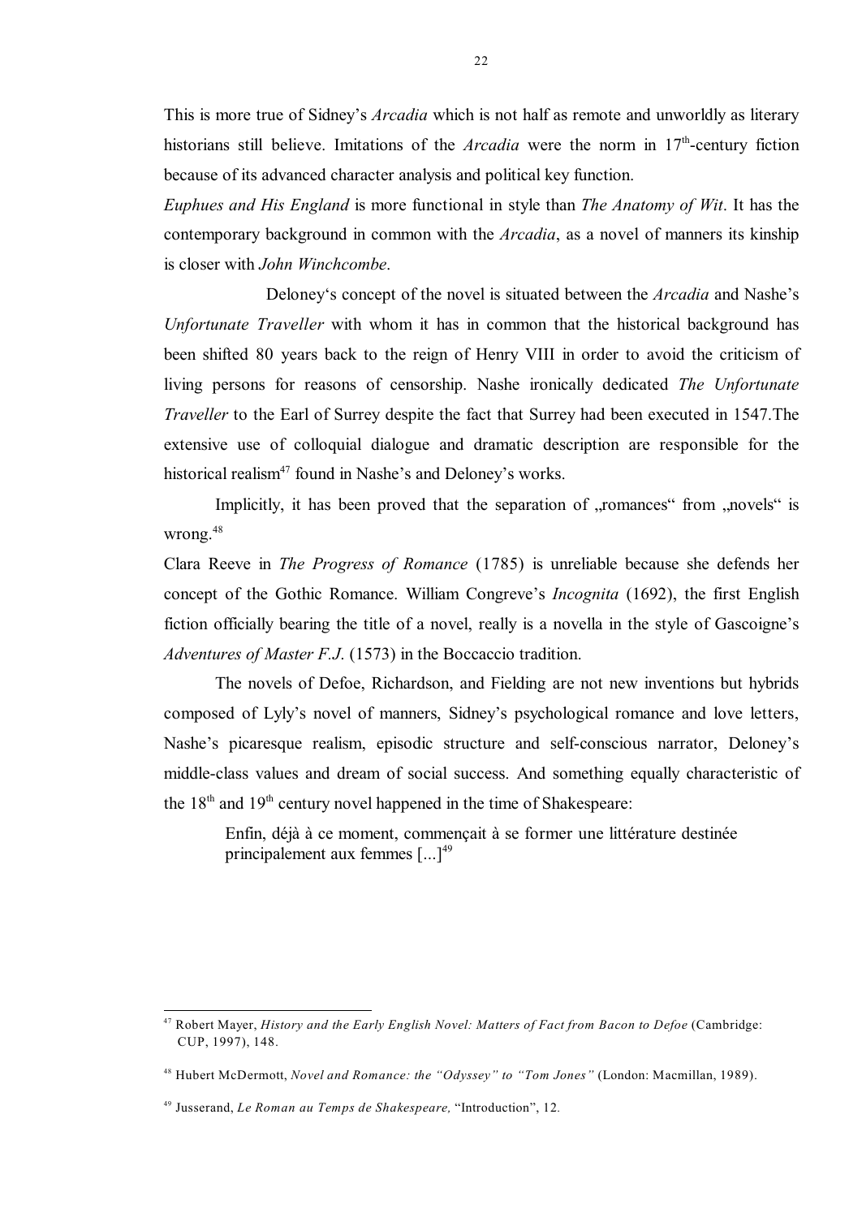This is more true of Sidney's *Arcadia* which is not half as remote and unworldly as literary historians still believe. Imitations of the *Arcadia* were the norm in 17th-century fiction because of its advanced character analysis and political key function.

*Euphues and His England* is more functional in style than *The Anatomy of Wit*. It has the contemporary background in common with the *Arcadia*, as a novel of manners its kinship is closer with *John Winchcombe*.

Deloney's concept of the novel is situated between the *Arcadia* and Nashe's *Unfortunate Traveller* with whom it has in common that the historical background has been shifted 80 years back to the reign of Henry VIII in order to avoid the criticism of living persons for reasons of censorship. Nashe ironically dedicated *The Unfortunate Traveller* to the Earl of Surrey despite the fact that Surrey had been executed in 1547.The extensive use of colloquial dialogue and dramatic description are responsible for the historical realism[47] found in Nashe's and Deloney's works.

Implicitly, it has been proved that the separation of „romances" from „novels" is wrong.[48]

Clara Reeve in *The Progress of Romance* (1785) is unreliable because she defends her concept of the Gothic Romance. William Congreve's *Incognita* (1692), the first English fiction officially bearing the title of a novel, really is a novella in the style of Gascoigne's *Adventures of Master F.J.* (1573) in the Boccaccio tradition.

The novels of Defoe, Richardson, and Fielding are not new inventions but hybrids composed of Lyly's novel of manners, Sidney's psychological romance and love letters, Nashe's picaresque realism, episodic structure and self-conscious narrator, Deloney's middle-class values and dream of social success. And something equally characteristic of the 18th and 19th century novel happened in the time of Shakespeare:

> Enfin, déjà à ce moment, commençait à se former une littérature destinée principalement aux femmes [...][49]

---

[47] Robert Mayer, *History and the Early English Novel: Matters of Fact from Bacon to Defoe* (Cambridge: CUP, 1997), 148.

[48] Hubert McDermott, *Novel and Romance: the "Odyssey" to "Tom Jones"* (London: Macmillan, 1989).

[49] Jusserand, *Le Roman au Temps de Shakespeare,* "Introduction", 12.